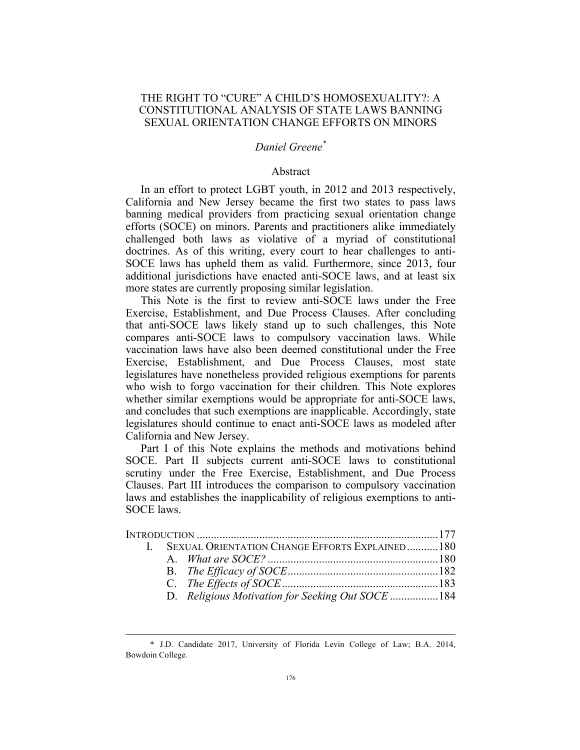# THE RIGHT TO "CURE" A CHILD'S HOMOSEXUALITY?: A CONSTITUTIONAL ANALYSIS OF STATE LAWS BANNING SEXUAL ORIENTATION CHANGE EFFORTS ON MINORS

*Daniel Greene*[*]

## Abstract

In an effort to protect LGBT youth, in 2012 and 2013 respectively, California and New Jersey became the first two states to pass laws banning medical providers from practicing sexual orientation change efforts (SOCE) on minors. Parents and practitioners alike immediately challenged both laws as violative of a myriad of constitutional doctrines. As of this writing, every court to hear challenges to anti-SOCE laws has upheld them as valid. Furthermore, since 2013, four additional jurisdictions have enacted anti-SOCE laws, and at least six more states are currently proposing similar legislation.

This Note is the first to review anti-SOCE laws under the Free Exercise, Establishment, and Due Process Clauses. After concluding that anti-SOCE laws likely stand up to such challenges, this Note compares anti-SOCE laws to compulsory vaccination laws. While vaccination laws have also been deemed constitutional under the Free Exercise, Establishment, and Due Process Clauses, most state legislatures have nonetheless provided religious exemptions for parents who wish to forgo vaccination for their children. This Note explores whether similar exemptions would be appropriate for anti-SOCE laws, and concludes that such exemptions are inapplicable. Accordingly, state legislatures should continue to enact anti-SOCE laws as modeled after California and New Jersey.

Part I of this Note explains the methods and motivations behind SOCE. Part II subjects current anti-SOCE laws to constitutional scrutiny under the Free Exercise, Establishment, and Due Process Clauses. Part III introduces the comparison to compulsory vaccination laws and establishes the inapplicability of religious exemptions to anti-SOCE laws.

INTRODUCTION ..................................................................................177

- I. SEXUAL ORIENTATION CHANGE EFFORTS EXPLAINED ...........180
  - A. *What are SOCE?* ............................................................180
  - B. *The Efficacy of SOCE* .....................................................182
  - C. *The Effects of SOCE* .......................................................183
  - D. *Religious Motivation for Seeking Out SOCE* .................184

[*] J.D. Candidate 2017, University of Florida Levin College of Law; B.A. 2014, Bowdoin College.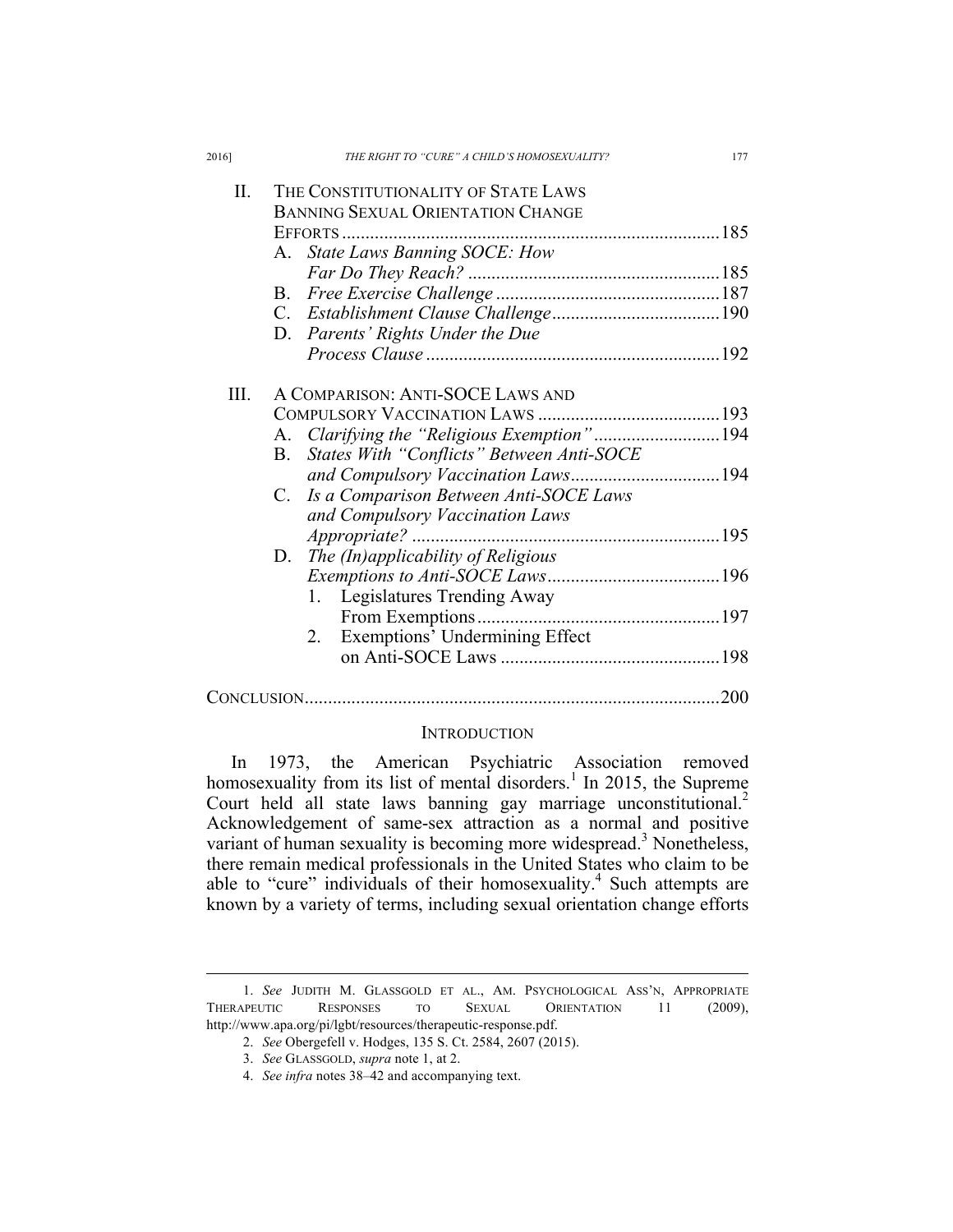II. THE CONSTITUTIONALITY OF STATE LAWS BANNING SEXUAL ORIENTATION CHANGE EFFORTS ........ 185
   A. *State Laws Banning SOCE: How Far Do They Reach?* ........ 185
   B. *Free Exercise Challenge* ........ 187
   C. *Establishment Clause Challenge* ........ 190
   D. *Parents' Rights Under the Due Process Clause* ........ 192

III. A COMPARISON: ANTI-SOCE LAWS AND COMPULSORY VACCINATION LAWS ........ 193
   A. *Clarifying the "Religious Exemption"* ........ 194
   B. *States With "Conflicts" Between Anti-SOCE and Compulsory Vaccination Laws* ........ 194
   C. *Is a Comparison Between Anti-SOCE Laws and Compulsory Vaccination Laws Appropriate?* ........ 195
   D. *The (In)applicability of Religious Exemptions to Anti-SOCE Laws* ........ 196
      1. Legislatures Trending Away From Exemptions ........ 197
      2. Exemptions' Undermining Effect on Anti-SOCE Laws ........ 198

CONCLUSION ........ 200

## INTRODUCTION

In 1973, the American Psychiatric Association removed homosexuality from its list of mental disorders.[1] In 2015, the Supreme Court held all state laws banning gay marriage unconstitutional.[2] Acknowledgement of same-sex attraction as a normal and positive variant of human sexuality is becoming more widespread.[3] Nonetheless, there remain medical professionals in the United States who claim to be able to "cure" individuals of their homosexuality.[4] Such attempts are known by a variety of terms, including sexual orientation change efforts

---

1. *See* JUDITH M. GLASSGOLD ET AL., AM. PSYCHOLOGICAL ASS'N, APPROPRIATE THERAPEUTIC RESPONSES TO SEXUAL ORIENTATION 11 (2009), http://www.apa.org/pi/lgbt/resources/therapeutic-response.pdf.

2. *See* Obergefell v. Hodges, 135 S. Ct. 2584, 2607 (2015).

3. *See* GLASSGOLD, *supra* note 1, at 2.

4. *See infra* notes 38–42 and accompanying text.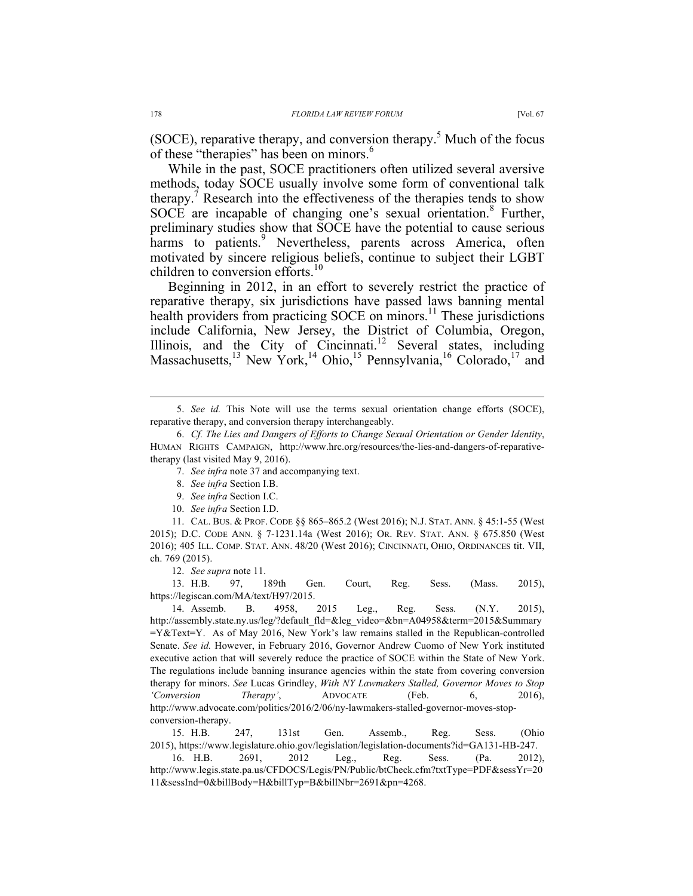(SOCE), reparative therapy, and conversion therapy.[5] Much of the focus of these "therapies" has been on minors.[6]

While in the past, SOCE practitioners often utilized several aversive methods, today SOCE usually involve some form of conventional talk therapy.[7] Research into the effectiveness of the therapies tends to show SOCE are incapable of changing one's sexual orientation.[8] Further, preliminary studies show that SOCE have the potential to cause serious harms to patients.[9] Nevertheless, parents across America, often motivated by sincere religious beliefs, continue to subject their LGBT children to conversion efforts.[10]

Beginning in 2012, in an effort to severely restrict the practice of reparative therapy, six jurisdictions have passed laws banning mental health providers from practicing SOCE on minors.[11] These jurisdictions include California, New Jersey, the District of Columbia, Oregon, Illinois, and the City of Cincinnati.[12] Several states, including Massachusetts,[13] New York,[14] Ohio,[15] Pennsylvania,[16] Colorado,[17] and

---

5. *See id.* This Note will use the terms sexual orientation change efforts (SOCE), reparative therapy, and conversion therapy interchangeably.

6. *Cf. The Lies and Dangers of Efforts to Change Sexual Orientation or Gender Identity*, HUMAN RIGHTS CAMPAIGN, http://www.hrc.org/resources/the-lies-and-dangers-of-reparative-therapy (last visited May 9, 2016).

7. *See infra* note 37 and accompanying text.

8. *See infra* Section I.B.

9. *See infra* Section I.C.

10. *See infra* Section I.D.

11. CAL. BUS. & PROF. CODE §§ 865–865.2 (West 2016); N.J. STAT. ANN. § 45:1-55 (West 2015); D.C. CODE ANN. § 7-1231.14a (West 2016); OR. REV. STAT. ANN. § 675.850 (West 2016); 405 ILL. COMP. STAT. ANN. 48/20 (West 2016); CINCINNATI, OHIO, ORDINANCES tit. VII, ch. 769 (2015).

12. *See supra* note 11.

13. H.B. 97, 189th Gen. Court, Reg. Sess. (Mass. 2015), https://legiscan.com/MA/text/H97/2015.

14. Assemb. B. 4958, 2015 Leg., Reg. Sess. (N.Y. 2015), http://assembly.state.ny.us/leg/?default_fld=&leg_video=&bn=A04958&term=2015&Summary=Y&Text=Y. As of May 2016, New York's law remains stalled in the Republican-controlled Senate. *See id.* However, in February 2016, Governor Andrew Cuomo of New York instituted executive action that will severely reduce the practice of SOCE within the State of New York. The regulations include banning insurance agencies within the state from covering conversion therapy for minors. *See* Lucas Grindley, *With NY Lawmakers Stalled, Governor Moves to Stop 'Conversion Therapy'*, ADVOCATE (Feb. 6, 2016), http://www.advocate.com/politics/2016/2/06/ny-lawmakers-stalled-governor-moves-stop-conversion-therapy.

15. H.B. 247, 131st Gen. Assemb., Reg. Sess. (Ohio 2015), https://www.legislature.ohio.gov/legislation/legislation-documents?id=GA131-HB-247.

16. H.B. 2691, 2012 Leg., Reg. Sess. (Pa. 2012), http://www.legis.state.pa.us/CFDOCS/Legis/PN/Public/btCheck.cfm?txtType=PDF&sessYr=2011&sessInd=0&billBody=H&billTyp=B&billNbr=2691&pn=4268.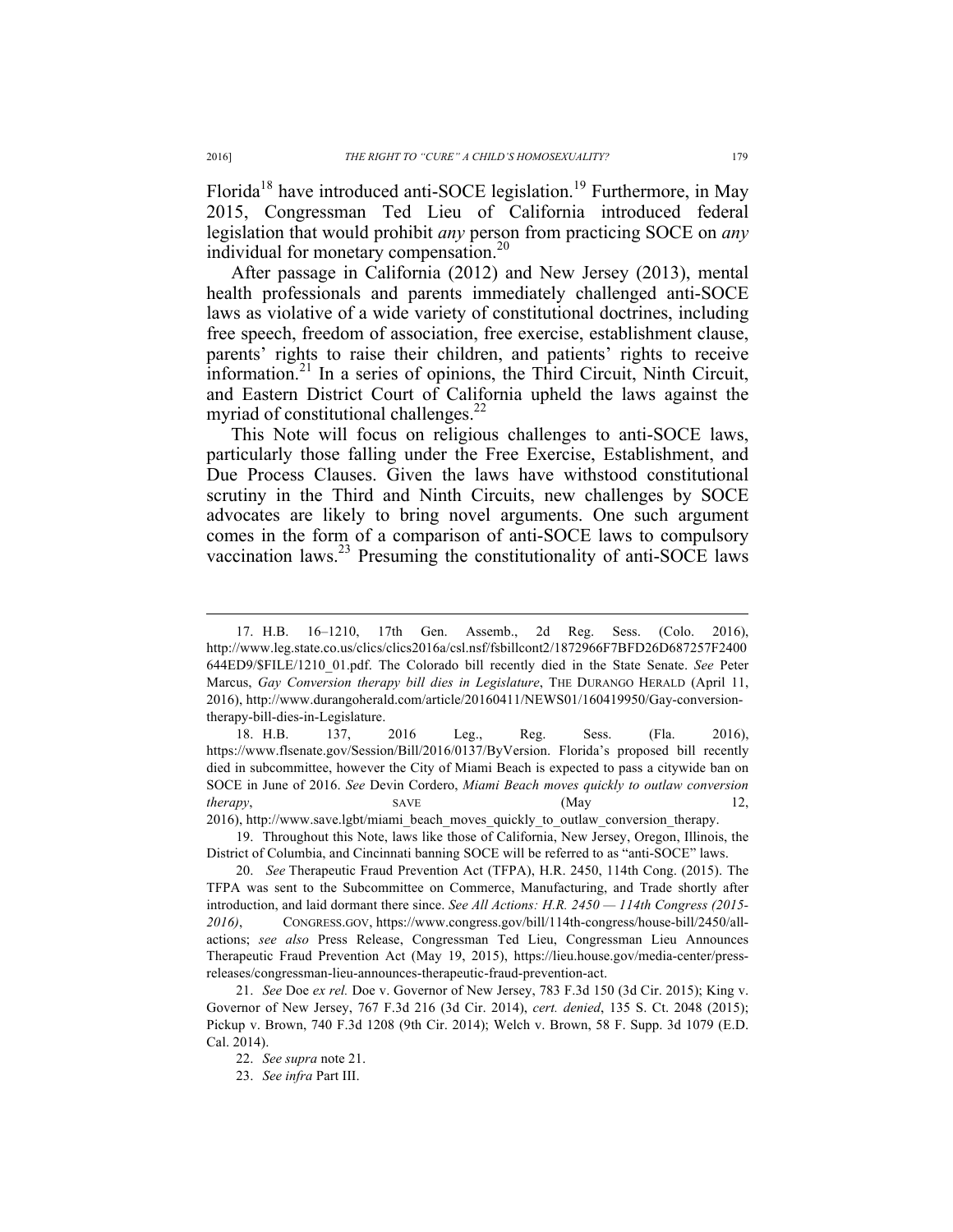Florida[18] have introduced anti-SOCE legislation.[19] Furthermore, in May 2015, Congressman Ted Lieu of California introduced federal legislation that would prohibit *any* person from practicing SOCE on *any* individual for monetary compensation.[20]

After passage in California (2012) and New Jersey (2013), mental health professionals and parents immediately challenged anti-SOCE laws as violative of a wide variety of constitutional doctrines, including free speech, freedom of association, free exercise, establishment clause, parents' rights to raise their children, and patients' rights to receive information.[21] In a series of opinions, the Third Circuit, Ninth Circuit, and Eastern District Court of California upheld the laws against the myriad of constitutional challenges.[22]

This Note will focus on religious challenges to anti-SOCE laws, particularly those falling under the Free Exercise, Establishment, and Due Process Clauses. Given the laws have withstood constitutional scrutiny in the Third and Ninth Circuits, new challenges by SOCE advocates are likely to bring novel arguments. One such argument comes in the form of a comparison of anti-SOCE laws to compulsory vaccination laws.[23] Presuming the constitutionality of anti-SOCE laws

---

17. H.B. 16–1210, 17th Gen. Assemb., 2d Reg. Sess. (Colo. 2016), http://www.leg.state.co.us/clics/clics2016a/csl.nsf/fsbillcont2/1872966F7BFD26D687257F2400644ED9/$FILE/1210_01.pdf. The Colorado bill recently died in the State Senate. *See* Peter Marcus, *Gay Conversion therapy bill dies in Legislature*, THE DURANGO HERALD (April 11, 2016), http://www.durangoherald.com/article/20160411/NEWS01/160419950/Gay-conversion-therapy-bill-dies-in-Legislature.

18. H.B. 137, 2016 Leg., Reg. Sess. (Fla. 2016), https://www.flsenate.gov/Session/Bill/2016/0137/ByVersion. Florida's proposed bill recently died in subcommittee, however the City of Miami Beach is expected to pass a citywide ban on SOCE in June of 2016. *See* Devin Cordero, *Miami Beach moves quickly to outlaw conversion therapy*, SAVE (May 12, 2016), http://www.save.lgbt/miami_beach_moves_quickly_to_outlaw_conversion_therapy.

19. Throughout this Note, laws like those of California, New Jersey, Oregon, Illinois, the District of Columbia, and Cincinnati banning SOCE will be referred to as "anti-SOCE" laws.

20. *See* Therapeutic Fraud Prevention Act (TFPA), H.R. 2450, 114th Cong. (2015). The TFPA was sent to the Subcommittee on Commerce, Manufacturing, and Trade shortly after introduction, and laid dormant there since. *See All Actions: H.R. 2450 — 114th Congress (2015-2016)*, CONGRESS.GOV, https://www.congress.gov/bill/114th-congress/house-bill/2450/all-actions; *see also* Press Release, Congressman Ted Lieu, Congressman Lieu Announces Therapeutic Fraud Prevention Act (May 19, 2015), https://lieu.house.gov/media-center/press-releases/congressman-lieu-announces-therapeutic-fraud-prevention-act.

21. *See* Doe *ex rel.* Doe v. Governor of New Jersey, 783 F.3d 150 (3d Cir. 2015); King v. Governor of New Jersey, 767 F.3d 216 (3d Cir. 2014), *cert. denied*, 135 S. Ct. 2048 (2015); Pickup v. Brown, 740 F.3d 1208 (9th Cir. 2014); Welch v. Brown, 58 F. Supp. 3d 1079 (E.D. Cal. 2014).

22. *See supra* note 21.

23. *See infra* Part III.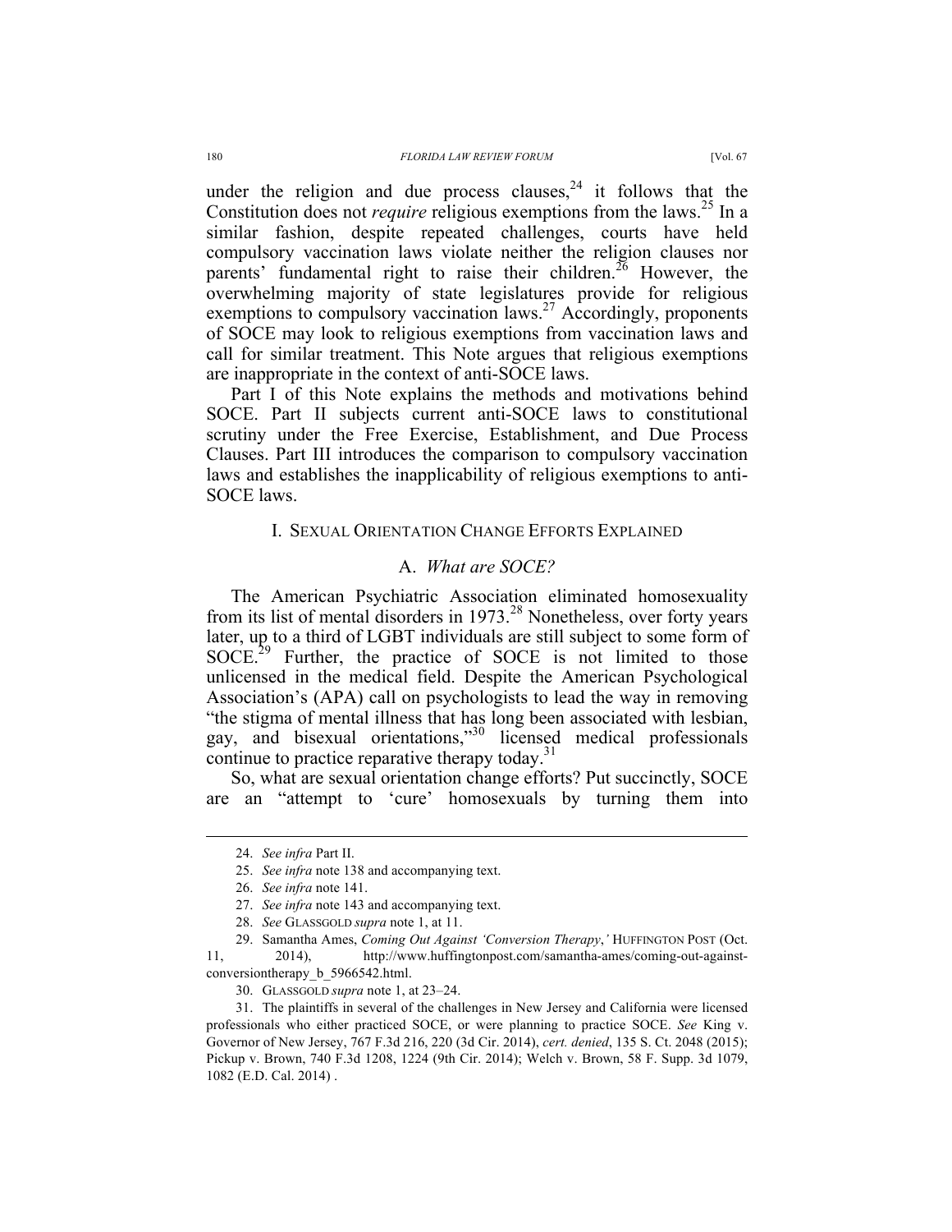under the religion and due process clauses,[24] it follows that the Constitution does not *require* religious exemptions from the laws.[25] In a similar fashion, despite repeated challenges, courts have held compulsory vaccination laws violate neither the religion clauses nor parents' fundamental right to raise their children.[26] However, the overwhelming majority of state legislatures provide for religious exemptions to compulsory vaccination laws.[27] Accordingly, proponents of SOCE may look to religious exemptions from vaccination laws and call for similar treatment. This Note argues that religious exemptions are inappropriate in the context of anti-SOCE laws.

Part I of this Note explains the methods and motivations behind SOCE. Part II subjects current anti-SOCE laws to constitutional scrutiny under the Free Exercise, Establishment, and Due Process Clauses. Part III introduces the comparison to compulsory vaccination laws and establishes the inapplicability of religious exemptions to anti-SOCE laws.

## I. Sexual Orientation Change Efforts Explained

### A. *What are SOCE?*

The American Psychiatric Association eliminated homosexuality from its list of mental disorders in 1973.[28] Nonetheless, over forty years later, up to a third of LGBT individuals are still subject to some form of SOCE.[29] Further, the practice of SOCE is not limited to those unlicensed in the medical field. Despite the American Psychological Association's (APA) call on psychologists to lead the way in removing "the stigma of mental illness that has long been associated with lesbian, gay, and bisexual orientations,"[30] licensed medical professionals continue to practice reparative therapy today.[31]

So, what are sexual orientation change efforts? Put succinctly, SOCE are an "attempt to 'cure' homosexuals by turning them into

---

24. *See infra* Part II.

25. *See infra* note 138 and accompanying text.

26. *See infra* note 141.

27. *See infra* note 143 and accompanying text.

28. *See* GLASSGOLD *supra* note 1, at 11.

29. Samantha Ames, *Coming Out Against 'Conversion Therapy,'* HUFFINGTON POST (Oct. 11, 2014), http://www.huffingtonpost.com/samantha-ames/coming-out-against-conversiontherapy_b_5966542.html.

30. GLASSGOLD *supra* note 1, at 23–24.

31. The plaintiffs in several of the challenges in New Jersey and California were licensed professionals who either practiced SOCE, or were planning to practice SOCE. *See* King v. Governor of New Jersey, 767 F.3d 216, 220 (3d Cir. 2014), *cert. denied*, 135 S. Ct. 2048 (2015); Pickup v. Brown, 740 F.3d 1208, 1224 (9th Cir. 2014); Welch v. Brown, 58 F. Supp. 3d 1079, 1082 (E.D. Cal. 2014) .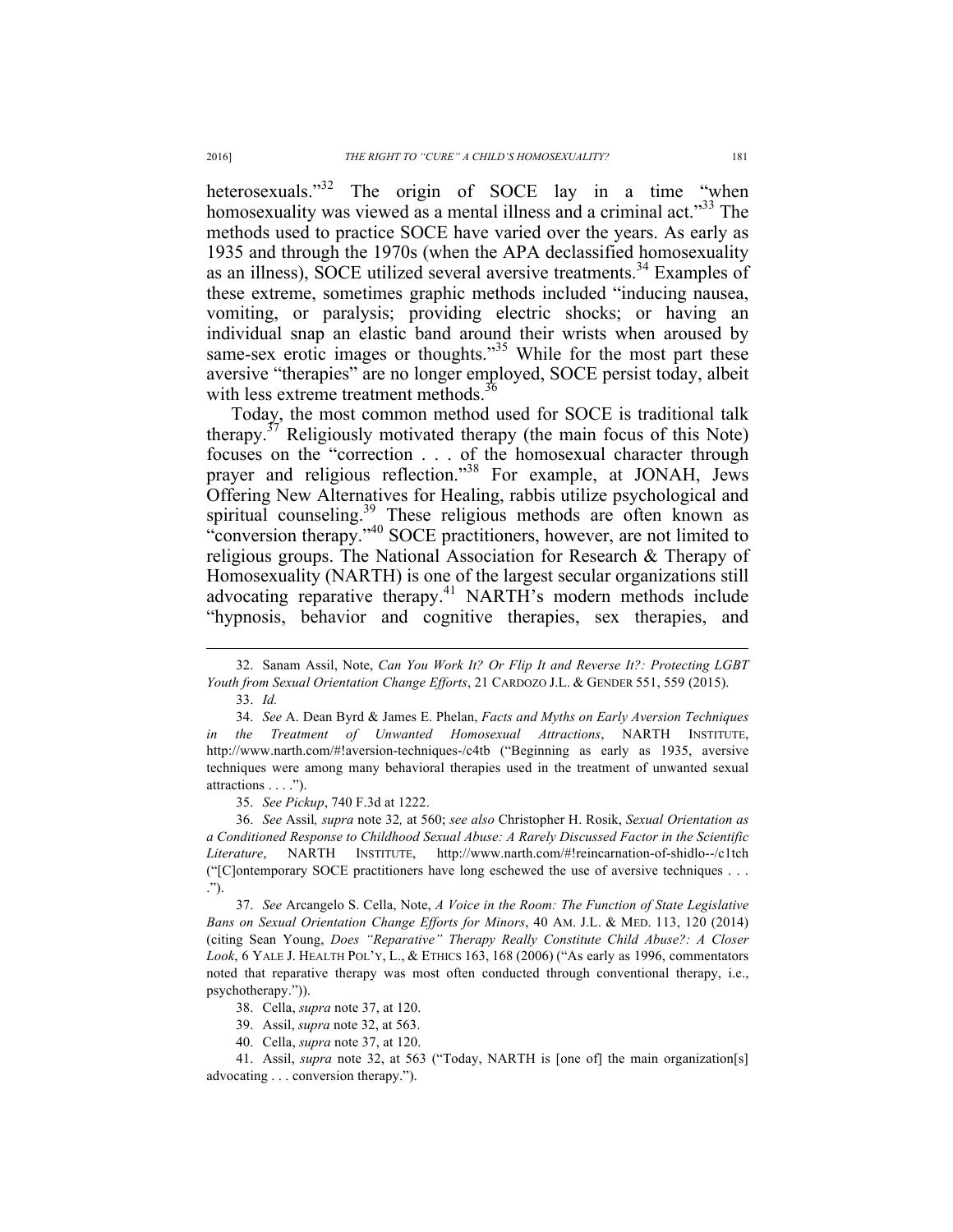heterosexuals."[32] The origin of SOCE lay in a time "when homosexuality was viewed as a mental illness and a criminal act."[33] The methods used to practice SOCE have varied over the years. As early as 1935 and through the 1970s (when the APA declassified homosexuality as an illness), SOCE utilized several aversive treatments.[34] Examples of these extreme, sometimes graphic methods included "inducing nausea, vomiting, or paralysis; providing electric shocks; or having an individual snap an elastic band around their wrists when aroused by same-sex erotic images or thoughts."[35] While for the most part these aversive "therapies" are no longer employed, SOCE persist today, albeit with less extreme treatment methods.[36]

Today, the most common method used for SOCE is traditional talk therapy.[37] Religiously motivated therapy (the main focus of this Note) focuses on the "correction . . . of the homosexual character through prayer and religious reflection."[38] For example, at JONAH, Jews Offering New Alternatives for Healing, rabbis utilize psychological and spiritual counseling.[39] These religious methods are often known as "conversion therapy."[40] SOCE practitioners, however, are not limited to religious groups. The National Association for Research & Therapy of Homosexuality (NARTH) is one of the largest secular organizations still advocating reparative therapy.[41] NARTH's modern methods include "hypnosis, behavior and cognitive therapies, sex therapies, and

---

32. Sanam Assil, Note, *Can You Work It? Or Flip It and Reverse It?: Protecting LGBT Youth from Sexual Orientation Change Efforts*, 21 CARDOZO J.L. & GENDER 551, 559 (2015).

33. *Id.*

34. *See* A. Dean Byrd & James E. Phelan, *Facts and Myths on Early Aversion Techniques in the Treatment of Unwanted Homosexual Attractions*, NARTH INSTITUTE, http://www.narth.com/#!aversion-techniques-/c4tb ("Beginning as early as 1935, aversive techniques were among many behavioral therapies used in the treatment of unwanted sexual attractions . . . .").

35. *See Pickup*, 740 F.3d at 1222.

36. *See* Assil*, supra* note 32*,* at 560; *see also* Christopher H. Rosik, *Sexual Orientation as a Conditioned Response to Childhood Sexual Abuse: A Rarely Discussed Factor in the Scientific Literature*, NARTH INSTITUTE, http://www.narth.com/#!reincarnation-of-shidlo--/c1tch ("[C]ontemporary SOCE practitioners have long eschewed the use of aversive techniques . . . .").

37. *See* Arcangelo S. Cella, Note, *A Voice in the Room: The Function of State Legislative Bans on Sexual Orientation Change Efforts for Minors*, 40 AM. J.L. & MED. 113, 120 (2014) (citing Sean Young, *Does "Reparative" Therapy Really Constitute Child Abuse?: A Closer Look*, 6 YALE J. HEALTH POL'Y, L., & ETHICS 163, 168 (2006) ("As early as 1996, commentators noted that reparative therapy was most often conducted through conventional therapy, i.e., psychotherapy.")).

38. Cella, *supra* note 37, at 120.

39. Assil, *supra* note 32, at 563.

40. Cella, *supra* note 37, at 120.

41. Assil, *supra* note 32, at 563 ("Today, NARTH is [one of] the main organization[s] advocating . . . conversion therapy.").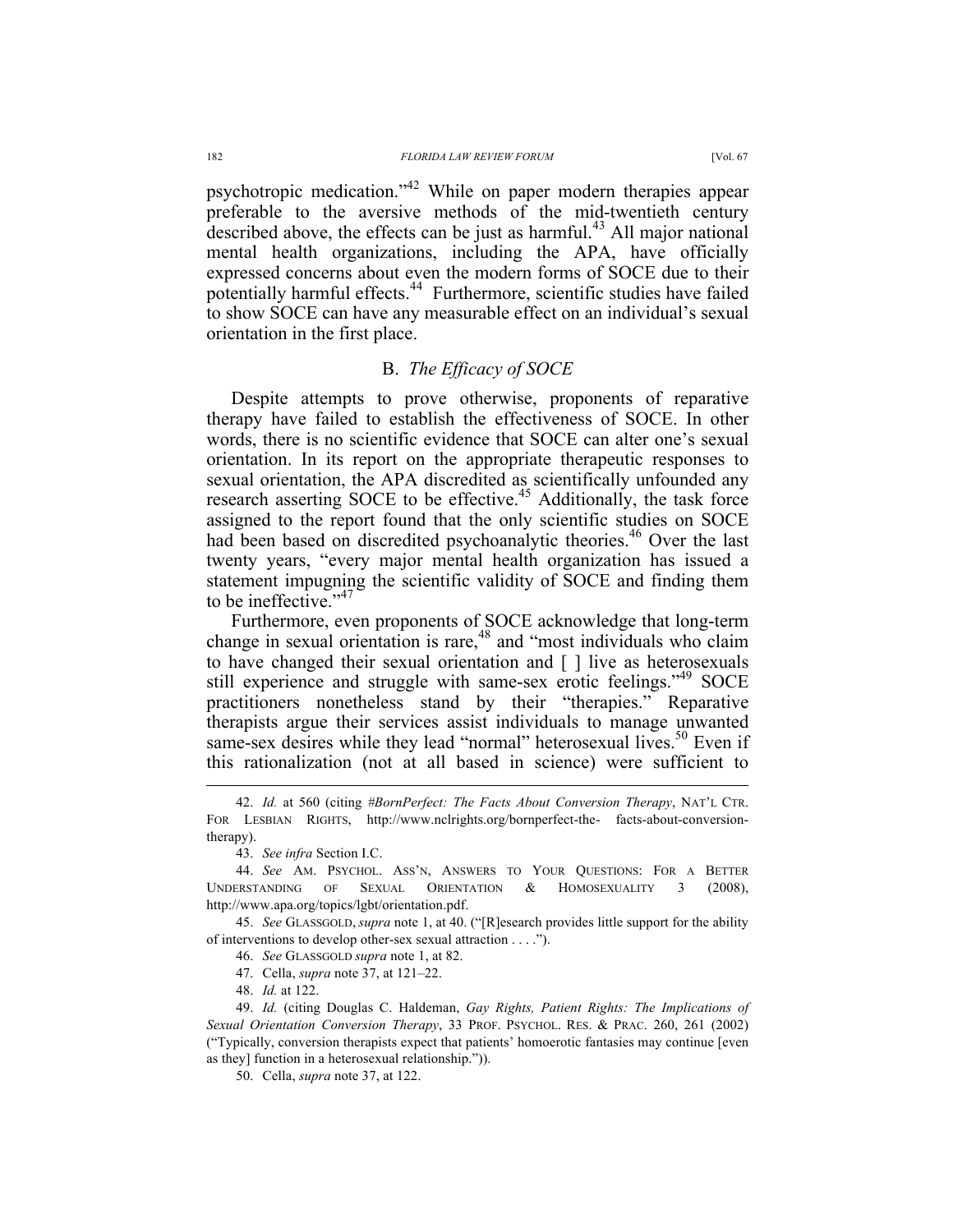psychotropic medication."[42] While on paper modern therapies appear preferable to the aversive methods of the mid-twentieth century described above, the effects can be just as harmful.[43] All major national mental health organizations, including the APA, have officially expressed concerns about even the modern forms of SOCE due to their potentially harmful effects.[44] Furthermore, scientific studies have failed to show SOCE can have any measurable effect on an individual's sexual orientation in the first place.

### B. *The Efficacy of SOCE*

Despite attempts to prove otherwise, proponents of reparative therapy have failed to establish the effectiveness of SOCE. In other words, there is no scientific evidence that SOCE can alter one's sexual orientation. In its report on the appropriate therapeutic responses to sexual orientation, the APA discredited as scientifically unfounded any research asserting SOCE to be effective.[45] Additionally, the task force assigned to the report found that the only scientific studies on SOCE had been based on discredited psychoanalytic theories.[46] Over the last twenty years, "every major mental health organization has issued a statement impugning the scientific validity of SOCE and finding them to be ineffective."[47]

Furthermore, even proponents of SOCE acknowledge that long-term change in sexual orientation is rare,[48] and "most individuals who claim to have changed their sexual orientation and [ ] live as heterosexuals still experience and struggle with same-sex erotic feelings."[49] SOCE practitioners nonetheless stand by their "therapies." Reparative therapists argue their services assist individuals to manage unwanted same-sex desires while they lead "normal" heterosexual lives.[50] Even if this rationalization (not at all based in science) were sufficient to

---

42. *Id.* at 560 (citing *#BornPerfect: The Facts About Conversion Therapy*, NAT'L CTR. FOR LESBIAN RIGHTS, http://www.nclrights.org/bornperfect-the- facts-about-conversion-therapy).

43. *See infra* Section I.C.

44. *See* AM. PSYCHOL. ASS'N, ANSWERS TO YOUR QUESTIONS: FOR A BETTER UNDERSTANDING OF SEXUAL ORIENTATION & HOMOSEXUALITY 3 (2008), http://www.apa.org/topics/lgbt/orientation.pdf.

45. *See* GLASSGOLD, *supra* note 1, at 40. ("[R]esearch provides little support for the ability of interventions to develop other-sex sexual attraction . . . .").

46. *See* GLASSGOLD *supra* note 1, at 82.

47. Cella, *supra* note 37, at 121–22.

48. *Id.* at 122.

49. *Id.* (citing Douglas C. Haldeman, *Gay Rights, Patient Rights: The Implications of Sexual Orientation Conversion Therapy*, 33 PROF. PSYCHOL. RES. & PRAC. 260, 261 (2002) ("Typically, conversion therapists expect that patients' homoerotic fantasies may continue [even as they] function in a heterosexual relationship.")).

50. Cella, *supra* note 37, at 122.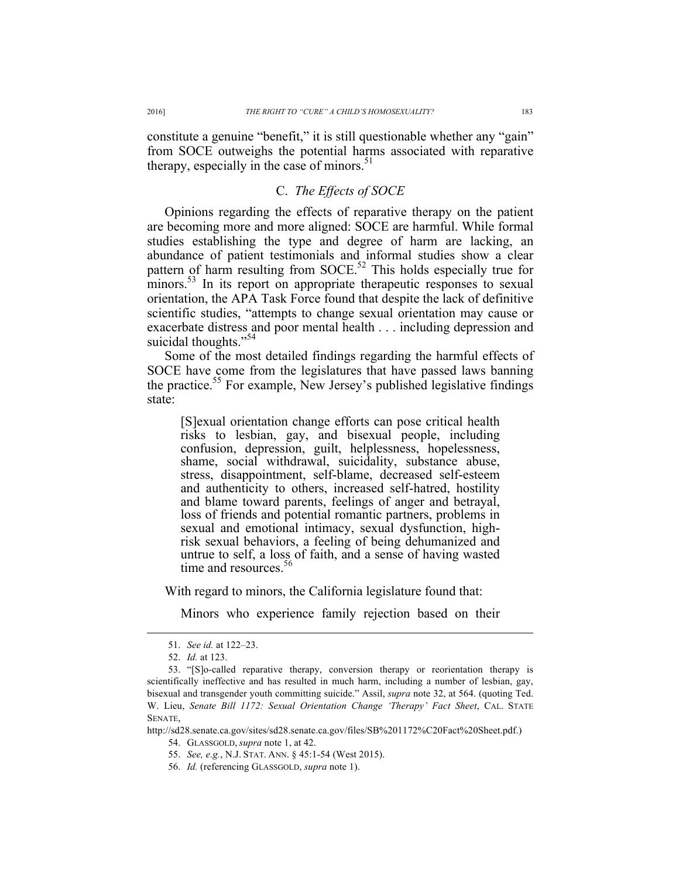constitute a genuine "benefit," it is still questionable whether any "gain" from SOCE outweighs the potential harms associated with reparative therapy, especially in the case of minors.[51]

### C. *The Effects of SOCE*

Opinions regarding the effects of reparative therapy on the patient are becoming more and more aligned: SOCE are harmful. While formal studies establishing the type and degree of harm are lacking, an abundance of patient testimonials and informal studies show a clear pattern of harm resulting from SOCE.[52] This holds especially true for minors.[53] In its report on appropriate therapeutic responses to sexual orientation, the APA Task Force found that despite the lack of definitive scientific studies, "attempts to change sexual orientation may cause or exacerbate distress and poor mental health . . . including depression and suicidal thoughts."[54]

Some of the most detailed findings regarding the harmful effects of SOCE have come from the legislatures that have passed laws banning the practice.[55] For example, New Jersey's published legislative findings state:

> [S]exual orientation change efforts can pose critical health risks to lesbian, gay, and bisexual people, including confusion, depression, guilt, helplessness, hopelessness, shame, social withdrawal, suicidality, substance abuse, stress, disappointment, self-blame, decreased self-esteem and authenticity to others, increased self-hatred, hostility and blame toward parents, feelings of anger and betrayal, loss of friends and potential romantic partners, problems in sexual and emotional intimacy, sexual dysfunction, high-risk sexual behaviors, a feeling of being dehumanized and untrue to self, a loss of faith, and a sense of having wasted time and resources.[56]

With regard to minors, the California legislature found that:

> Minors who experience family rejection based on their

---

51. *See id.* at 122–23.

52. *Id.* at 123.

53. "[S]o-called reparative therapy, conversion therapy or reorientation therapy is scientifically ineffective and has resulted in much harm, including a number of lesbian, gay, bisexual and transgender youth committing suicide." Assil, *supra* note 32, at 564. (quoting Ted. W. Lieu, *Senate Bill 1172: Sexual Orientation Change 'Therapy' Fact Sheet*, CAL. STATE SENATE, http://sd28.senate.ca.gov/sites/sd28.senate.ca.gov/files/SB%201172%C20Fact%20Sheet.pdf.)

54. GLASSGOLD, *supra* note 1, at 42.

55. *See, e.g.*, N.J. STAT. ANN. § 45:1-54 (West 2015).

56. *Id.* (referencing GLASSGOLD, *supra* note 1).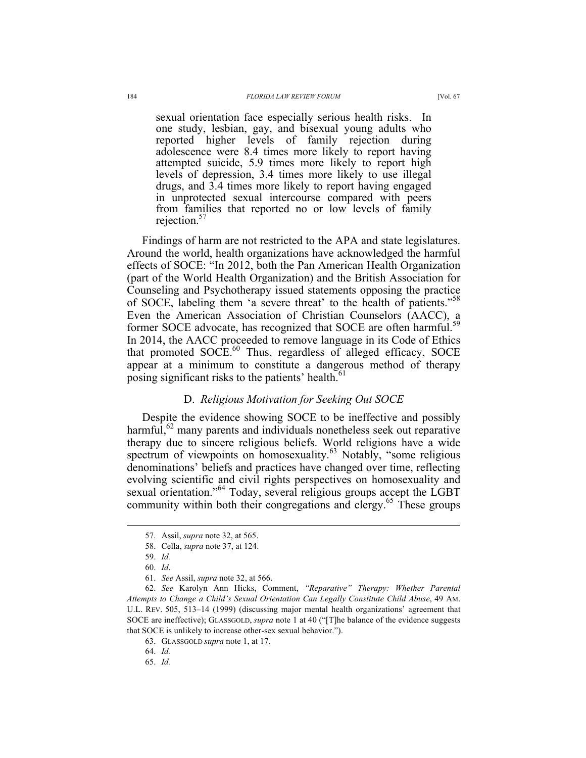> sexual orientation face especially serious health risks. In one study, lesbian, gay, and bisexual young adults who reported higher levels of family rejection during adolescence were 8.4 times more likely to report having attempted suicide, 5.9 times more likely to report high levels of depression, 3.4 times more likely to use illegal drugs, and 3.4 times more likely to report having engaged in unprotected sexual intercourse compared with peers from families that reported no or low levels of family rejection.[57]

Findings of harm are not restricted to the APA and state legislatures. Around the world, health organizations have acknowledged the harmful effects of SOCE: "In 2012, both the Pan American Health Organization (part of the World Health Organization) and the British Association for Counseling and Psychotherapy issued statements opposing the practice of SOCE, labeling them 'a severe threat' to the health of patients."[58] Even the American Association of Christian Counselors (AACC), a former SOCE advocate, has recognized that SOCE are often harmful.[59] In 2014, the AACC proceeded to remove language in its Code of Ethics that promoted SOCE.[60] Thus, regardless of alleged efficacy, SOCE appear at a minimum to constitute a dangerous method of therapy posing significant risks to the patients' health.[61]

### D. *Religious Motivation for Seeking Out SOCE*

Despite the evidence showing SOCE to be ineffective and possibly harmful,[62] many parents and individuals nonetheless seek out reparative therapy due to sincere religious beliefs. World religions have a wide spectrum of viewpoints on homosexuality.[63] Notably, "some religious denominations' beliefs and practices have changed over time, reflecting evolving scientific and civil rights perspectives on homosexuality and sexual orientation."[64] Today, several religious groups accept the LGBT community within both their congregations and clergy.[65] These groups

---

57. Assil, *supra* note 32, at 565.

58. Cella, *supra* note 37, at 124.

59. *Id.*

60. *Id*.

61. *See* Assil, *supra* note 32, at 566.

62. *See* Karolyn Ann Hicks, Comment, *"Reparative" Therapy: Whether Parental Attempts to Change a Child's Sexual Orientation Can Legally Constitute Child Abuse*, 49 AM. U.L. REV. 505, 513–14 (1999) (discussing major mental health organizations' agreement that SOCE are ineffective); GLASSGOLD, *supra* note 1 at 40 ("[T]he balance of the evidence suggests that SOCE is unlikely to increase other-sex sexual behavior.").

63. GLASSGOLD *supra* note 1, at 17.

64. *Id.*

65. *Id.*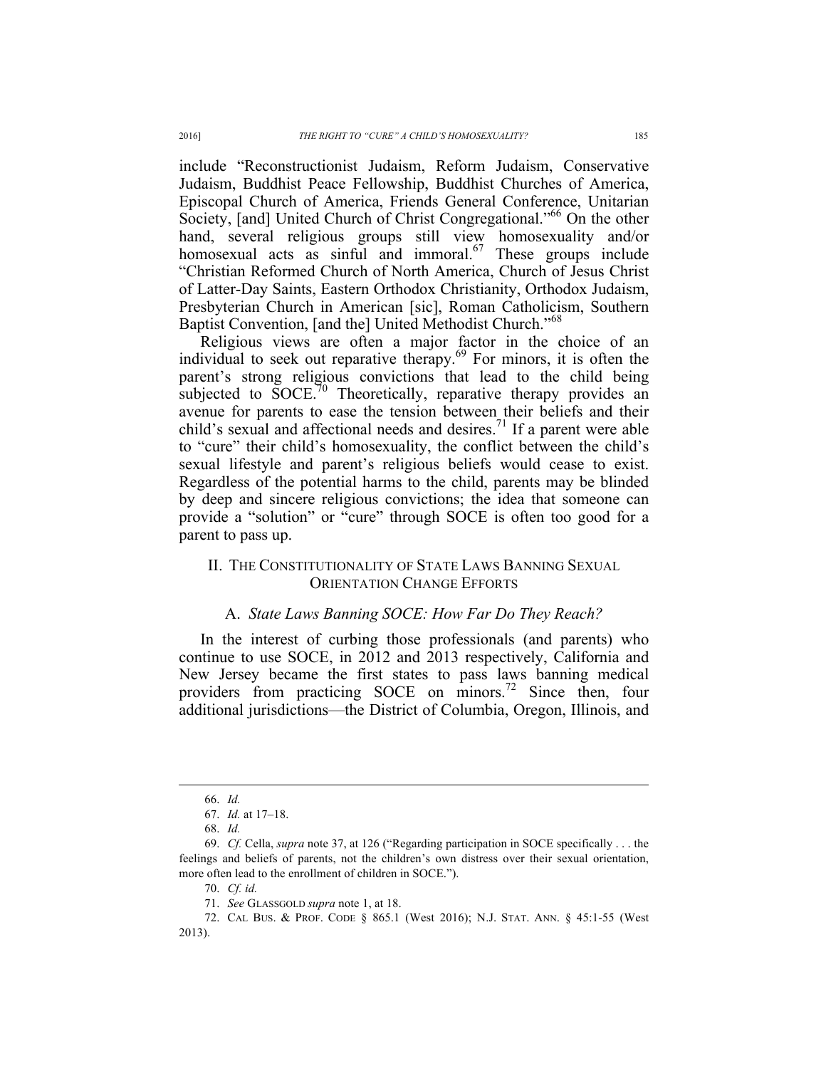include “Reconstructionist Judaism, Reform Judaism, Conservative Judaism, Buddhist Peace Fellowship, Buddhist Churches of America, Episcopal Church of America, Friends General Conference, Unitarian Society, [and] United Church of Christ Congregational.”[66] On the other hand, several religious groups still view homosexuality and/or homosexual acts as sinful and immoral.[67] These groups include “Christian Reformed Church of North America, Church of Jesus Christ of Latter-Day Saints, Eastern Orthodox Christianity, Orthodox Judaism, Presbyterian Church in American [sic], Roman Catholicism, Southern Baptist Convention, [and the] United Methodist Church.”[68]

Religious views are often a major factor in the choice of an individual to seek out reparative therapy.[69] For minors, it is often the parent’s strong religious convictions that lead to the child being subjected to SOCE.[70] Theoretically, reparative therapy provides an avenue for parents to ease the tension between their beliefs and their child’s sexual and affectional needs and desires.[71] If a parent were able to “cure” their child’s homosexuality, the conflict between the child’s sexual lifestyle and parent’s religious beliefs would cease to exist. Regardless of the potential harms to the child, parents may be blinded by deep and sincere religious convictions; the idea that someone can provide a “solution” or “cure” through SOCE is often too good for a parent to pass up.

## II. THE CONSTITUTIONALITY OF STATE LAWS BANNING SEXUAL ORIENTATION CHANGE EFFORTS

### A. *State Laws Banning SOCE: How Far Do They Reach?*

In the interest of curbing those professionals (and parents) who continue to use SOCE, in 2012 and 2013 respectively, California and New Jersey became the first states to pass laws banning medical providers from practicing SOCE on minors.[72] Since then, four additional jurisdictions—the District of Columbia, Oregon, Illinois, and

---

66. *Id.*

67. *Id.* at 17–18.

68. *Id.*

69. *Cf.* Cella, *supra* note 37, at 126 (“Regarding participation in SOCE specifically . . . the feelings and beliefs of parents, not the children’s own distress over their sexual orientation, more often lead to the enrollment of children in SOCE.”).

70. *Cf. id.*

71. *See* GLASSGOLD *supra* note 1, at 18.

72. CAL BUS. & PROF. CODE § 865.1 (West 2016); N.J. STAT. ANN. § 45:1-55 (West 2013).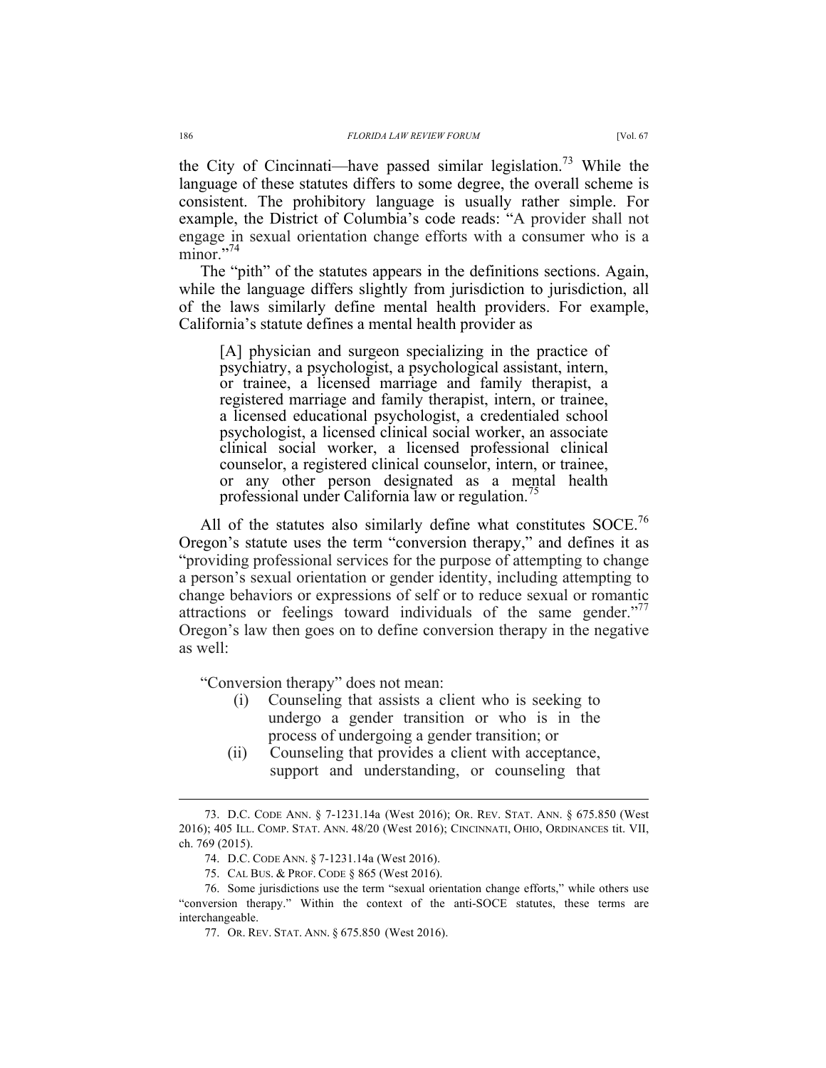the City of Cincinnati—have passed similar legislation.[73] While the language of these statutes differs to some degree, the overall scheme is consistent. The prohibitory language is usually rather simple. For example, the District of Columbia's code reads: "A provider shall not engage in sexual orientation change efforts with a consumer who is a minor."[74]

The "pith" of the statutes appears in the definitions sections. Again, while the language differs slightly from jurisdiction to jurisdiction, all of the laws similarly define mental health providers. For example, California's statute defines a mental health provider as

> [A] physician and surgeon specializing in the practice of psychiatry, a psychologist, a psychological assistant, intern, or trainee, a licensed marriage and family therapist, a registered marriage and family therapist, intern, or trainee, a licensed educational psychologist, a credentialed school psychologist, a licensed clinical social worker, an associate clinical social worker, a licensed professional clinical counselor, a registered clinical counselor, intern, or trainee, or any other person designated as a mental health professional under California law or regulation.[75]

All of the statutes also similarly define what constitutes SOCE.[76] Oregon's statute uses the term "conversion therapy," and defines it as "providing professional services for the purpose of attempting to change a person's sexual orientation or gender identity, including attempting to change behaviors or expressions of self or to reduce sexual or romantic attractions or feelings toward individuals of the same gender."[77] Oregon's law then goes on to define conversion therapy in the negative as well:

> "Conversion therapy" does not mean:
>
> (i) Counseling that assists a client who is seeking to undergo a gender transition or who is in the process of undergoing a gender transition; or
>
> (ii) Counseling that provides a client with acceptance, support and understanding, or counseling that

---

73. D.C. CODE ANN. § 7-1231.14a (West 2016); OR. REV. STAT. ANN. § 675.850 (West 2016); 405 ILL. COMP. STAT. ANN. 48/20 (West 2016); CINCINNATI, OHIO, ORDINANCES tit. VII, ch. 769 (2015).

74. D.C. CODE ANN. § 7-1231.14a (West 2016).

75. CAL BUS. & PROF. CODE § 865 (West 2016).

76. Some jurisdictions use the term "sexual orientation change efforts," while others use "conversion therapy." Within the context of the anti-SOCE statutes, these terms are interchangeable.

77. OR. REV. STAT. ANN. § 675.850 (West 2016).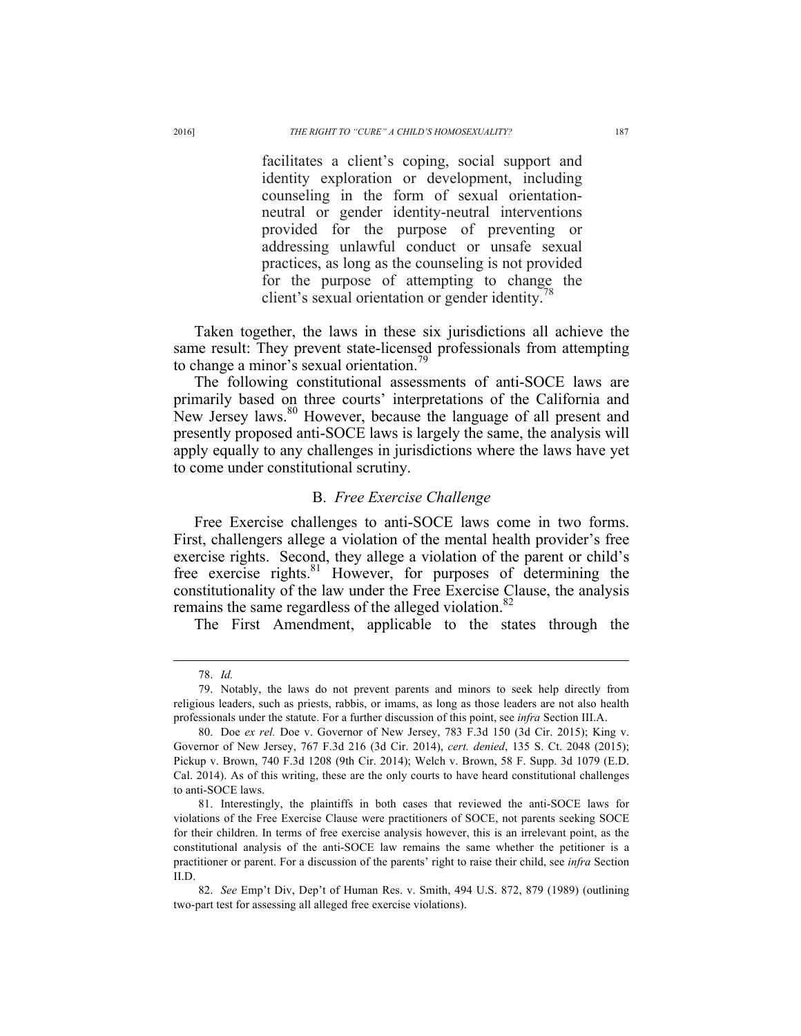> facilitates a client's coping, social support and identity exploration or development, including counseling in the form of sexual orientation-neutral or gender identity-neutral interventions provided for the purpose of preventing or addressing unlawful conduct or unsafe sexual practices, as long as the counseling is not provided for the purpose of attempting to change the client's sexual orientation or gender identity.[78]

Taken together, the laws in these six jurisdictions all achieve the same result: They prevent state-licensed professionals from attempting to change a minor's sexual orientation.[79]

The following constitutional assessments of anti-SOCE laws are primarily based on three courts' interpretations of the California and New Jersey laws.[80] However, because the language of all present and presently proposed anti-SOCE laws is largely the same, the analysis will apply equally to any challenges in jurisdictions where the laws have yet to come under constitutional scrutiny.

### B. *Free Exercise Challenge*

Free Exercise challenges to anti-SOCE laws come in two forms. First, challengers allege a violation of the mental health provider's free exercise rights. Second, they allege a violation of the parent or child's free exercise rights.[81] However, for purposes of determining the constitutionality of the law under the Free Exercise Clause, the analysis remains the same regardless of the alleged violation.[82]

The First Amendment, applicable to the states through the

---

78. *Id.*

79. Notably, the laws do not prevent parents and minors to seek help directly from religious leaders, such as priests, rabbis, or imams, as long as those leaders are not also health professionals under the statute. For a further discussion of this point, see *infra* Section III.A.

80. Doe *ex rel.* Doe v. Governor of New Jersey, 783 F.3d 150 (3d Cir. 2015); King v. Governor of New Jersey, 767 F.3d 216 (3d Cir. 2014), *cert. denied*, 135 S. Ct. 2048 (2015); Pickup v. Brown, 740 F.3d 1208 (9th Cir. 2014); Welch v. Brown, 58 F. Supp. 3d 1079 (E.D. Cal. 2014). As of this writing, these are the only courts to have heard constitutional challenges to anti-SOCE laws.

81. Interestingly, the plaintiffs in both cases that reviewed the anti-SOCE laws for violations of the Free Exercise Clause were practitioners of SOCE, not parents seeking SOCE for their children. In terms of free exercise analysis however, this is an irrelevant point, as the constitutional analysis of the anti-SOCE law remains the same whether the petitioner is a practitioner or parent. For a discussion of the parents' right to raise their child, see *infra* Section II.D.

82. *See* Emp't Div, Dep't of Human Res. v. Smith, 494 U.S. 872, 879 (1989) (outlining two-part test for assessing all alleged free exercise violations).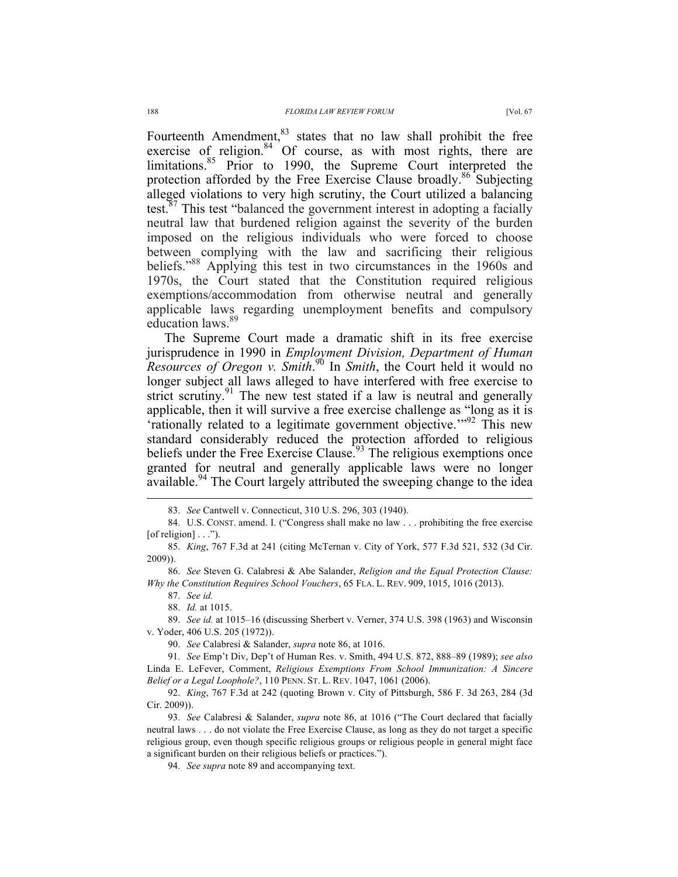Fourteenth Amendment,[83] states that no law shall prohibit the free exercise of religion.[84] Of course, as with most rights, there are limitations.[85] Prior to 1990, the Supreme Court interpreted the protection afforded by the Free Exercise Clause broadly.[86] Subjecting alleged violations to very high scrutiny, the Court utilized a balancing test.[87] This test "balanced the government interest in adopting a facially neutral law that burdened religion against the severity of the burden imposed on the religious individuals who were forced to choose between complying with the law and sacrificing their religious beliefs."[88] Applying this test in two circumstances in the 1960s and 1970s, the Court stated that the Constitution required religious exemptions/accommodation from otherwise neutral and generally applicable laws regarding unemployment benefits and compulsory education laws.[89]

The Supreme Court made a dramatic shift in its free exercise jurisprudence in 1990 in *Employment Division, Department of Human Resources of Oregon v. Smith*.[90] In *Smith*, the Court held it would no longer subject all laws alleged to have interfered with free exercise to strict scrutiny.[91] The new test stated if a law is neutral and generally applicable, then it will survive a free exercise challenge as "long as it is 'rationally related to a legitimate government objective.'"[92] This new standard considerably reduced the protection afforded to religious beliefs under the Free Exercise Clause.[93] The religious exemptions once granted for neutral and generally applicable laws were no longer available.[94] The Court largely attributed the sweeping change to the idea

---

83. *See* Cantwell v. Connecticut, 310 U.S. 296, 303 (1940).

84. U.S. CONST. amend. I. ("Congress shall make no law . . . prohibiting the free exercise [of religion] . . .").

85. *King*, 767 F.3d at 241 (citing McTernan v. City of York, 577 F.3d 521, 532 (3d Cir. 2009)).

86. *See* Steven G. Calabresi & Abe Salander, *Religion and the Equal Protection Clause: Why the Constitution Requires School Vouchers*, 65 FLA. L. REV. 909, 1015, 1016 (2013).

87. *See id.*

88. *Id.* at 1015.

89. *See id.* at 1015–16 (discussing Sherbert v. Verner, 374 U.S. 398 (1963) and Wisconsin v. Yoder, 406 U.S. 205 (1972)).

90. *See* Calabresi & Salander, *supra* note 86, at 1016.

91. *See* Emp't Div, Dep't of Human Res. v. Smith, 494 U.S. 872, 888–89 (1989); *see also* Linda E. LeFever, Comment, *Religious Exemptions From School Immunization: A Sincere Belief or a Legal Loophole?*, 110 PENN. ST. L. REV. 1047, 1061 (2006).

92. *King*, 767 F.3d at 242 (quoting Brown v. City of Pittsburgh, 586 F. 3d 263, 284 (3d Cir. 2009)).

93. *See* Calabresi & Salander, *supra* note 86, at 1016 ("The Court declared that facially neutral laws . . . do not violate the Free Exercise Clause, as long as they do not target a specific religious group, even though specific religious groups or religious people in general might face a significant burden on their religious beliefs or practices.").

94. *See supra* note 89 and accompanying text.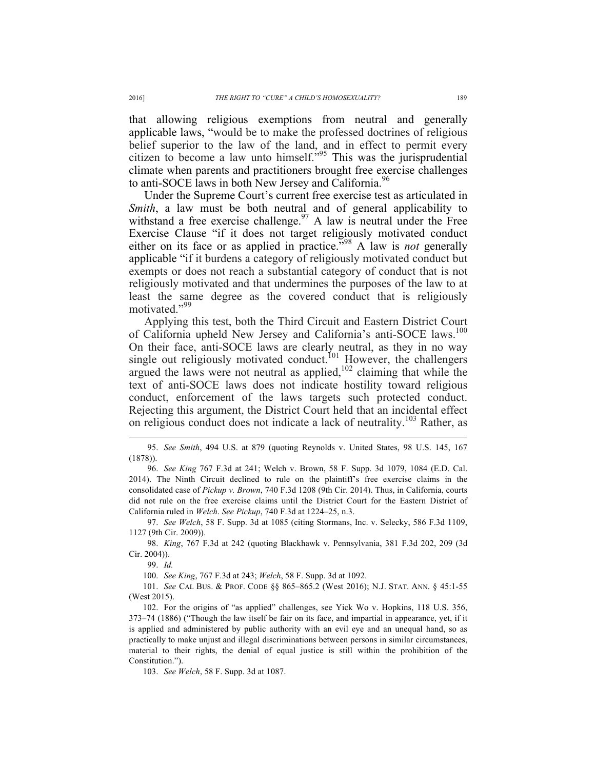that allowing religious exemptions from neutral and generally applicable laws, "would be to make the professed doctrines of religious belief superior to the law of the land, and in effect to permit every citizen to become a law unto himself."[95] This was the jurisprudential climate when parents and practitioners brought free exercise challenges to anti-SOCE laws in both New Jersey and California.[96]

Under the Supreme Court's current free exercise test as articulated in *Smith*, a law must be both neutral and of general applicability to withstand a free exercise challenge.[97] A law is neutral under the Free Exercise Clause "if it does not target religiously motivated conduct either on its face or as applied in practice."[98] A law is *not* generally applicable "if it burdens a category of religiously motivated conduct but exempts or does not reach a substantial category of conduct that is not religiously motivated and that undermines the purposes of the law to at least the same degree as the covered conduct that is religiously motivated."[99]

Applying this test, both the Third Circuit and Eastern District Court of California upheld New Jersey and California's anti-SOCE laws.[100] On their face, anti-SOCE laws are clearly neutral, as they in no way single out religiously motivated conduct.[101] However, the challengers argued the laws were not neutral as applied,[102] claiming that while the text of anti-SOCE laws does not indicate hostility toward religious conduct, enforcement of the laws targets such protected conduct. Rejecting this argument, the District Court held that an incidental effect on religious conduct does not indicate a lack of neutrality.[103] Rather, as

---

95. *See Smith*, 494 U.S. at 879 (quoting Reynolds v. United States, 98 U.S. 145, 167 (1878)).

96. *See King* 767 F.3d at 241; Welch v. Brown, 58 F. Supp. 3d 1079, 1084 (E.D. Cal. 2014). The Ninth Circuit declined to rule on the plaintiff's free exercise claims in the consolidated case of *Pickup v. Brown*, 740 F.3d 1208 (9th Cir. 2014). Thus, in California, courts did not rule on the free exercise claims until the District Court for the Eastern District of California ruled in *Welch*. *See Pickup*, 740 F.3d at 1224–25, n.3.

97. *See Welch*, 58 F. Supp. 3d at 1085 (citing Stormans, Inc. v. Selecky, 586 F.3d 1109, 1127 (9th Cir. 2009)).

98. *King*, 767 F.3d at 242 (quoting Blackhawk v. Pennsylvania, 381 F.3d 202, 209 (3d Cir. 2004)).

99. *Id.*

100. *See King*, 767 F.3d at 243; *Welch*, 58 F. Supp. 3d at 1092.

101. *See* CAL BUS. & PROF. CODE §§ 865–865.2 (West 2016); N.J. STAT. ANN. § 45:1-55 (West 2015).

102. For the origins of "as applied" challenges, see Yick Wo v. Hopkins, 118 U.S. 356, 373–74 (1886) ("Though the law itself be fair on its face, and impartial in appearance, yet, if it is applied and administered by public authority with an evil eye and an unequal hand, so as practically to make unjust and illegal discriminations between persons in similar circumstances, material to their rights, the denial of equal justice is still within the prohibition of the Constitution.").

103. *See Welch*, 58 F. Supp. 3d at 1087.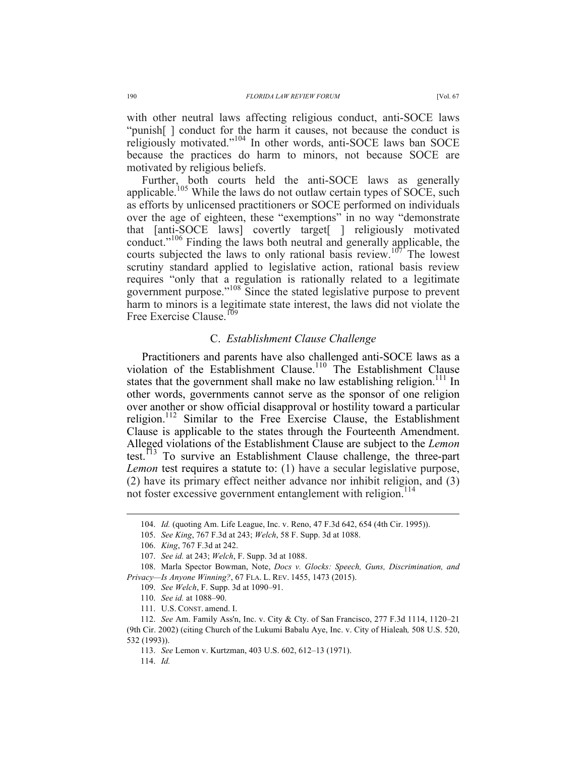with other neutral laws affecting religious conduct, anti-SOCE laws "punish[ ] conduct for the harm it causes, not because the conduct is religiously motivated."[104] In other words, anti-SOCE laws ban SOCE because the practices do harm to minors, not because SOCE are motivated by religious beliefs.

Further, both courts held the anti-SOCE laws as generally applicable.[105] While the laws do not outlaw certain types of SOCE, such as efforts by unlicensed practitioners or SOCE performed on individuals over the age of eighteen, these "exemptions" in no way "demonstrate that [anti-SOCE laws] covertly target[ ] religiously motivated conduct."[106] Finding the laws both neutral and generally applicable, the courts subjected the laws to only rational basis review.[107] The lowest scrutiny standard applied to legislative action, rational basis review requires "only that a regulation is rationally related to a legitimate government purpose."[108] Since the stated legislative purpose to prevent harm to minors is a legitimate state interest, the laws did not violate the Free Exercise Clause.[109]

### C. *Establishment Clause Challenge*

Practitioners and parents have also challenged anti-SOCE laws as a violation of the Establishment Clause.[110] The Establishment Clause states that the government shall make no law establishing religion.[111] In other words, governments cannot serve as the sponsor of one religion over another or show official disapproval or hostility toward a particular religion.[112] Similar to the Free Exercise Clause, the Establishment Clause is applicable to the states through the Fourteenth Amendment. Alleged violations of the Establishment Clause are subject to the *Lemon* test.[113] To survive an Establishment Clause challenge, the three-part *Lemon* test requires a statute to: (1) have a secular legislative purpose, (2) have its primary effect neither advance nor inhibit religion, and (3) not foster excessive government entanglement with religion.[114]

---

104. *Id.* (quoting Am. Life League, Inc. v. Reno, 47 F.3d 642, 654 (4th Cir. 1995)).

105. *See King*, 767 F.3d at 243; *Welch*, 58 F. Supp. 3d at 1088.

106. *King*, 767 F.3d at 242.

107. *See id.* at 243; *Welch*, F. Supp. 3d at 1088.

108. Marla Spector Bowman, Note, *Docs v. Glocks: Speech, Guns, Discrimination, and Privacy—Is Anyone Winning?*, 67 FLA. L. REV. 1455, 1473 (2015).

109. *See Welch*, F. Supp. 3d at 1090–91.

110. *See id.* at 1088–90.

111. U.S. CONST. amend. I.

112. *See* Am. Family Ass'n, Inc. v. City & Cty. of San Francisco, 277 F.3d 1114, 1120–21 (9th Cir. 2002) (citing Church of the Lukumi Babalu Aye, Inc. v. City of Hialeah*,* 508 U.S. 520, 532 (1993)).

113. *See* Lemon v. Kurtzman, 403 U.S. 602, 612–13 (1971).

114. *Id.*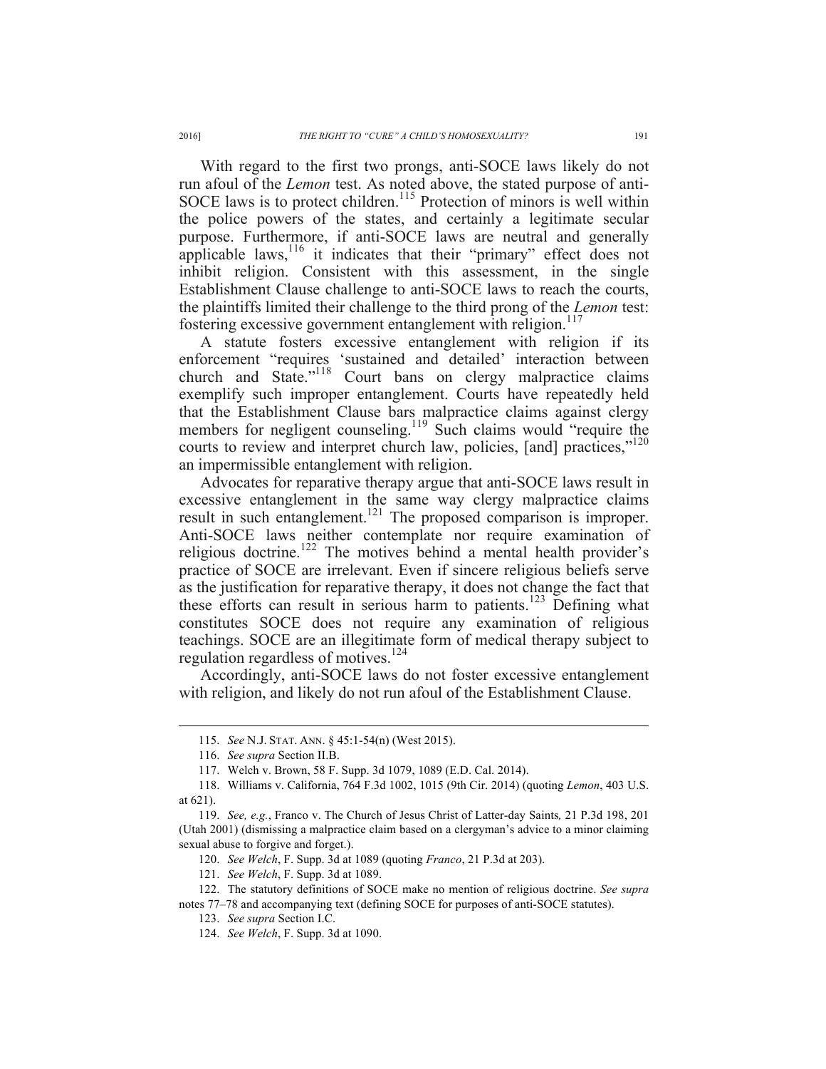With regard to the first two prongs, anti-SOCE laws likely do not run afoul of the *Lemon* test. As noted above, the stated purpose of anti-SOCE laws is to protect children.[115] Protection of minors is well within the police powers of the states, and certainly a legitimate secular purpose. Furthermore, if anti-SOCE laws are neutral and generally applicable laws,[116] it indicates that their "primary" effect does not inhibit religion. Consistent with this assessment, in the single Establishment Clause challenge to anti-SOCE laws to reach the courts, the plaintiffs limited their challenge to the third prong of the *Lemon* test: fostering excessive government entanglement with religion.[117]

A statute fosters excessive entanglement with religion if its enforcement "requires 'sustained and detailed' interaction between church and State."[118] Court bans on clergy malpractice claims exemplify such improper entanglement. Courts have repeatedly held that the Establishment Clause bars malpractice claims against clergy members for negligent counseling.[119] Such claims would "require the courts to review and interpret church law, policies, [and] practices,"[120] an impermissible entanglement with religion.

Advocates for reparative therapy argue that anti-SOCE laws result in excessive entanglement in the same way clergy malpractice claims result in such entanglement.[121] The proposed comparison is improper. Anti-SOCE laws neither contemplate nor require examination of religious doctrine.[122] The motives behind a mental health provider's practice of SOCE are irrelevant. Even if sincere religious beliefs serve as the justification for reparative therapy, it does not change the fact that these efforts can result in serious harm to patients.[123] Defining what constitutes SOCE does not require any examination of religious teachings. SOCE are an illegitimate form of medical therapy subject to regulation regardless of motives.[124]

Accordingly, anti-SOCE laws do not foster excessive entanglement with religion, and likely do not run afoul of the Establishment Clause.

---

115. *See* N.J. STAT. ANN. § 45:1-54(n) (West 2015).

116. *See supra* Section II.B.

117. Welch v. Brown, 58 F. Supp. 3d 1079, 1089 (E.D. Cal. 2014).

118. Williams v. California, 764 F.3d 1002, 1015 (9th Cir. 2014) (quoting *Lemon*, 403 U.S. at 621).

119. *See, e.g.*, Franco v. The Church of Jesus Christ of Latter-day Saints*,* 21 P.3d 198, 201 (Utah 2001) (dismissing a malpractice claim based on a clergyman's advice to a minor claiming sexual abuse to forgive and forget.).

120. *See Welch*, F. Supp. 3d at 1089 (quoting *Franco*, 21 P.3d at 203).

121. *See Welch*, F. Supp. 3d at 1089.

122. The statutory definitions of SOCE make no mention of religious doctrine. *See supra* notes 77–78 and accompanying text (defining SOCE for purposes of anti-SOCE statutes).

123. *See supra* Section I.C.

124. *See Welch*, F. Supp. 3d at 1090.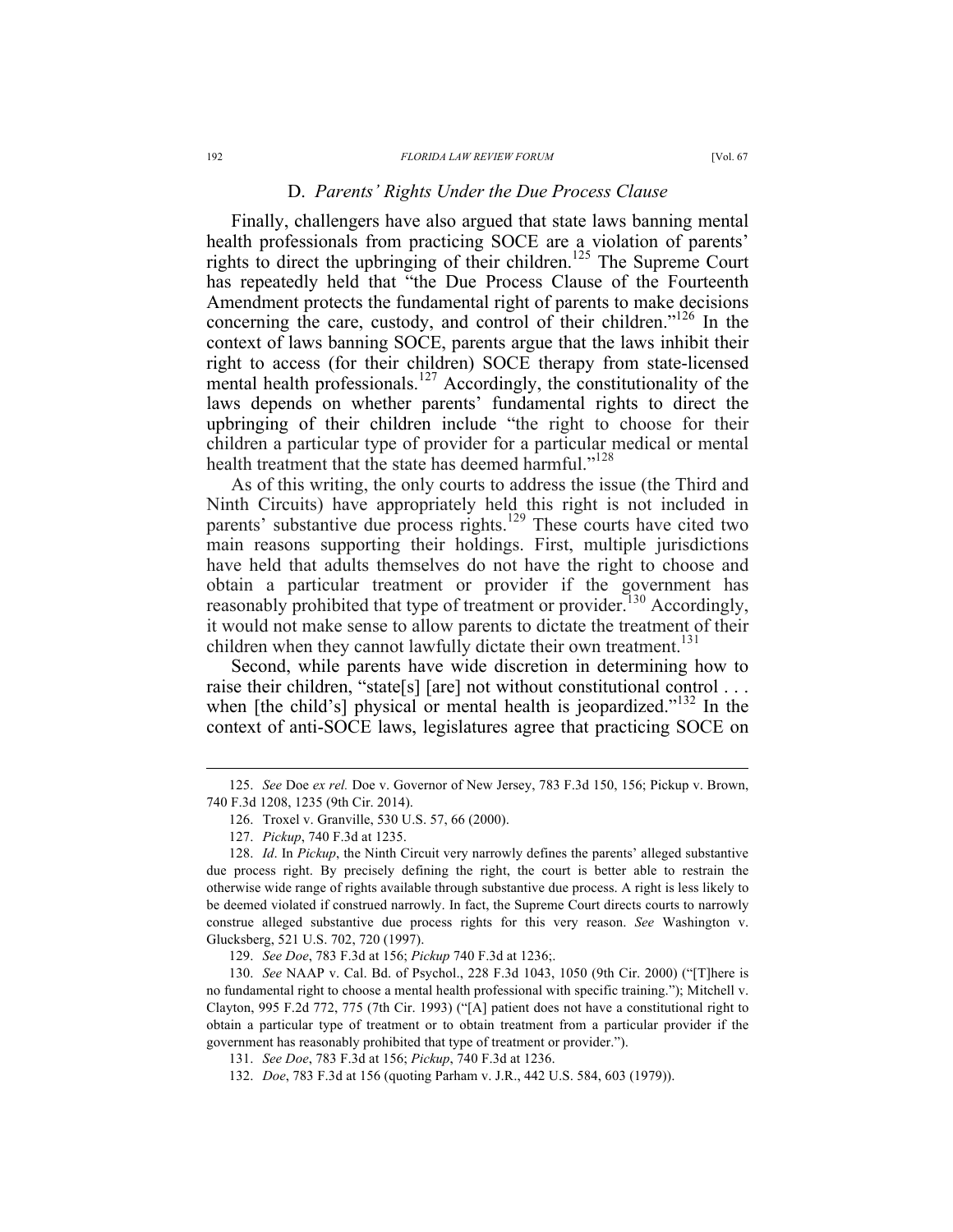### D. *Parents' Rights Under the Due Process Clause*

Finally, challengers have also argued that state laws banning mental health professionals from practicing SOCE are a violation of parents' rights to direct the upbringing of their children.[125] The Supreme Court has repeatedly held that "the Due Process Clause of the Fourteenth Amendment protects the fundamental right of parents to make decisions concerning the care, custody, and control of their children."[126] In the context of laws banning SOCE, parents argue that the laws inhibit their right to access (for their children) SOCE therapy from state-licensed mental health professionals.[127] Accordingly, the constitutionality of the laws depends on whether parents' fundamental rights to direct the upbringing of their children include "the right to choose for their children a particular type of provider for a particular medical or mental health treatment that the state has deemed harmful."[128]

As of this writing, the only courts to address the issue (the Third and Ninth Circuits) have appropriately held this right is not included in parents' substantive due process rights.[129] These courts have cited two main reasons supporting their holdings. First, multiple jurisdictions have held that adults themselves do not have the right to choose and obtain a particular treatment or provider if the government has reasonably prohibited that type of treatment or provider.[130] Accordingly, it would not make sense to allow parents to dictate the treatment of their children when they cannot lawfully dictate their own treatment.[131]

Second, while parents have wide discretion in determining how to raise their children, "state[s] [are] not without constitutional control . . . when [the child's] physical or mental health is jeopardized."[132] In the context of anti-SOCE laws, legislatures agree that practicing SOCE on

---

125. *See* Doe *ex rel.* Doe v. Governor of New Jersey, 783 F.3d 150, 156; Pickup v. Brown, 740 F.3d 1208, 1235 (9th Cir. 2014).

126. Troxel v. Granville, 530 U.S. 57, 66 (2000).

127. *Pickup*, 740 F.3d at 1235.

128. *Id*. In *Pickup*, the Ninth Circuit very narrowly defines the parents' alleged substantive due process right. By precisely defining the right, the court is better able to restrain the otherwise wide range of rights available through substantive due process. A right is less likely to be deemed violated if construed narrowly. In fact, the Supreme Court directs courts to narrowly construe alleged substantive due process rights for this very reason. *See* Washington v. Glucksberg, 521 U.S. 702, 720 (1997).

129. *See Doe*, 783 F.3d at 156; *Pickup* 740 F.3d at 1236;.

130. *See* NAAP v. Cal. Bd. of Psychol., 228 F.3d 1043, 1050 (9th Cir. 2000) ("[T]here is no fundamental right to choose a mental health professional with specific training."); Mitchell v. Clayton, 995 F.2d 772, 775 (7th Cir. 1993) ("[A] patient does not have a constitutional right to obtain a particular type of treatment or to obtain treatment from a particular provider if the government has reasonably prohibited that type of treatment or provider.").

131. *See Doe*, 783 F.3d at 156; *Pickup*, 740 F.3d at 1236.

132. *Doe*, 783 F.3d at 156 (quoting Parham v. J.R., 442 U.S. 584, 603 (1979)).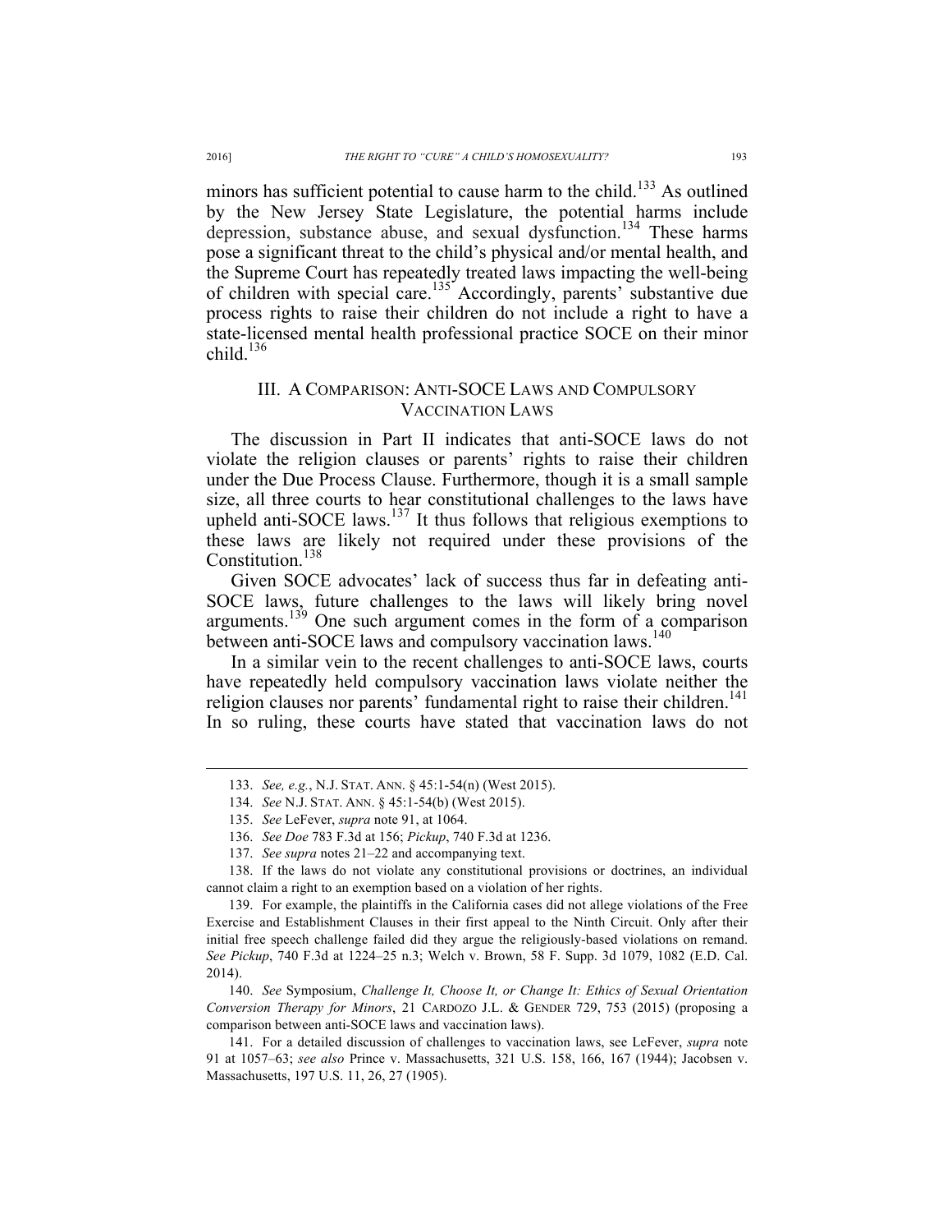minors has sufficient potential to cause harm to the child.[133] As outlined by the New Jersey State Legislature, the potential harms include depression, substance abuse, and sexual dysfunction.[134] These harms pose a significant threat to the child's physical and/or mental health, and the Supreme Court has repeatedly treated laws impacting the well-being of children with special care.[135] Accordingly, parents' substantive due process rights to raise their children do not include a right to have a state-licensed mental health professional practice SOCE on their minor child.[136]

## III. A COMPARISON: ANTI-SOCE LAWS AND COMPULSORY VACCINATION LAWS

The discussion in Part II indicates that anti-SOCE laws do not violate the religion clauses or parents' rights to raise their children under the Due Process Clause. Furthermore, though it is a small sample size, all three courts to hear constitutional challenges to the laws have upheld anti-SOCE laws.[137] It thus follows that religious exemptions to these laws are likely not required under these provisions of the Constitution.[138]

Given SOCE advocates' lack of success thus far in defeating anti-SOCE laws, future challenges to the laws will likely bring novel arguments.[139] One such argument comes in the form of a comparison between anti-SOCE laws and compulsory vaccination laws.[140]

In a similar vein to the recent challenges to anti-SOCE laws, courts have repeatedly held compulsory vaccination laws violate neither the religion clauses nor parents' fundamental right to raise their children.[141] In so ruling, these courts have stated that vaccination laws do not

---

133. *See, e.g.*, N.J. STAT. ANN. § 45:1-54(n) (West 2015).

134. *See* N.J. STAT. ANN. § 45:1-54(b) (West 2015).

135. *See* LeFever, *supra* note 91, at 1064.

136. *See Doe* 783 F.3d at 156; *Pickup*, 740 F.3d at 1236.

137. *See supra* notes 21–22 and accompanying text.

138. If the laws do not violate any constitutional provisions or doctrines, an individual cannot claim a right to an exemption based on a violation of her rights.

139. For example, the plaintiffs in the California cases did not allege violations of the Free Exercise and Establishment Clauses in their first appeal to the Ninth Circuit. Only after their initial free speech challenge failed did they argue the religiously-based violations on remand. *See Pickup*, 740 F.3d at 1224–25 n.3; Welch v. Brown, 58 F. Supp. 3d 1079, 1082 (E.D. Cal. 2014).

140. *See* Symposium, *Challenge It, Choose It, or Change It: Ethics of Sexual Orientation Conversion Therapy for Minors*, 21 CARDOZO J.L. & GENDER 729, 753 (2015) (proposing a comparison between anti-SOCE laws and vaccination laws).

141. For a detailed discussion of challenges to vaccination laws, see LeFever, *supra* note 91 at 1057–63; *see also* Prince v. Massachusetts, 321 U.S. 158, 166, 167 (1944); Jacobsen v. Massachusetts, 197 U.S. 11, 26, 27 (1905).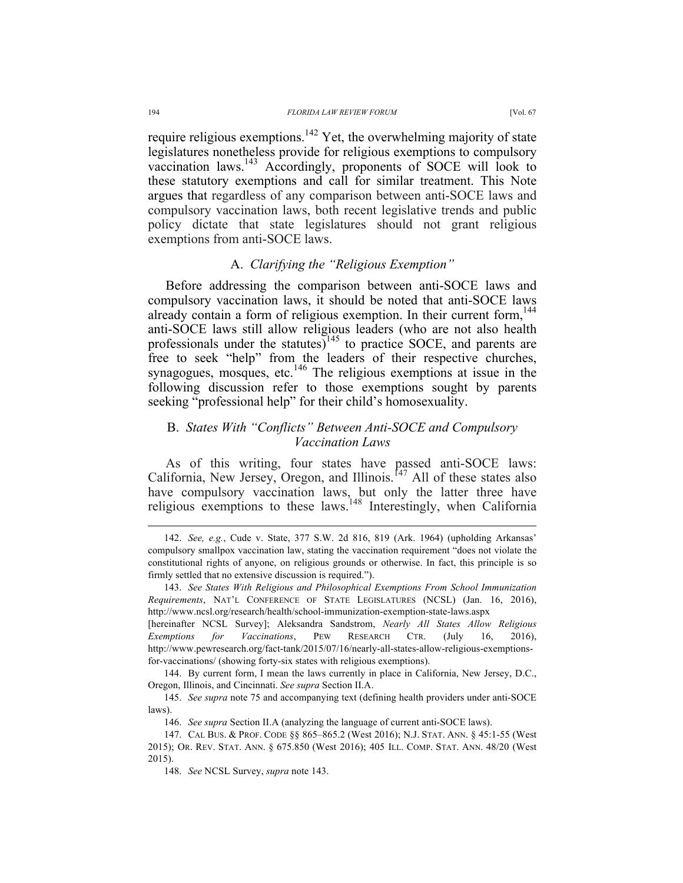require religious exemptions.[142] Yet, the overwhelming majority of state legislatures nonetheless provide for religious exemptions to compulsory vaccination laws.[143] Accordingly, proponents of SOCE will look to these statutory exemptions and call for similar treatment. This Note argues that regardless of any comparison between anti-SOCE laws and compulsory vaccination laws, both recent legislative trends and public policy dictate that state legislatures should not grant religious exemptions from anti-SOCE laws.

### A. *Clarifying the "Religious Exemption"*

Before addressing the comparison between anti-SOCE laws and compulsory vaccination laws, it should be noted that anti-SOCE laws already contain a form of religious exemption. In their current form,[144] anti-SOCE laws still allow religious leaders (who are not also health professionals under the statutes)[145] to practice SOCE, and parents are free to seek "help" from the leaders of their respective churches, synagogues, mosques, etc.[146] The religious exemptions at issue in the following discussion refer to those exemptions sought by parents seeking "professional help" for their child's homosexuality.

### B. *States With "Conflicts" Between Anti-SOCE and Compulsory Vaccination Laws*

As of this writing, four states have passed anti-SOCE laws: California, New Jersey, Oregon, and Illinois.[147] All of these states also have compulsory vaccination laws, but only the latter three have religious exemptions to these laws.[148] Interestingly, when California

---

142. *See, e.g.*, Cude v. State, 377 S.W. 2d 816, 819 (Ark. 1964) (upholding Arkansas' compulsory smallpox vaccination law, stating the vaccination requirement "does not violate the constitutional rights of anyone, on religious grounds or otherwise. In fact, this principle is so firmly settled that no extensive discussion is required.").

143. *See States With Religious and Philosophical Exemptions From School Immunization Requirements*, NAT'L CONFERENCE OF STATE LEGISLATURES (NCSL) (Jan. 16, 2016), http://www.ncsl.org/research/health/school-immunization-exemption-state-laws.aspx [hereinafter NCSL Survey]; Aleksandra Sandstrom, *Nearly All States Allow Religious Exemptions for Vaccinations*, PEW RESEARCH CTR. (July 16, 2016), http://www.pewresearch.org/fact-tank/2015/07/16/nearly-all-states-allow-religious-exemptions-for-vaccinations/ (showing forty-six states with religious exemptions).

144. By current form, I mean the laws currently in place in California, New Jersey, D.C., Oregon, Illinois, and Cincinnati. *See supra* Section II.A.

145. *See supra* note 75 and accompanying text (defining health providers under anti-SOCE laws).

146. *See supra* Section II.A (analyzing the language of current anti-SOCE laws).

147. CAL BUS. & PROF. CODE §§ 865–865.2 (West 2016); N.J. STAT. ANN. § 45:1-55 (West 2015); OR. REV. STAT. ANN. § 675.850 (West 2016); 405 ILL. COMP. STAT. ANN. 48/20 (West 2015).

148. *See* NCSL Survey, *supra* note 143.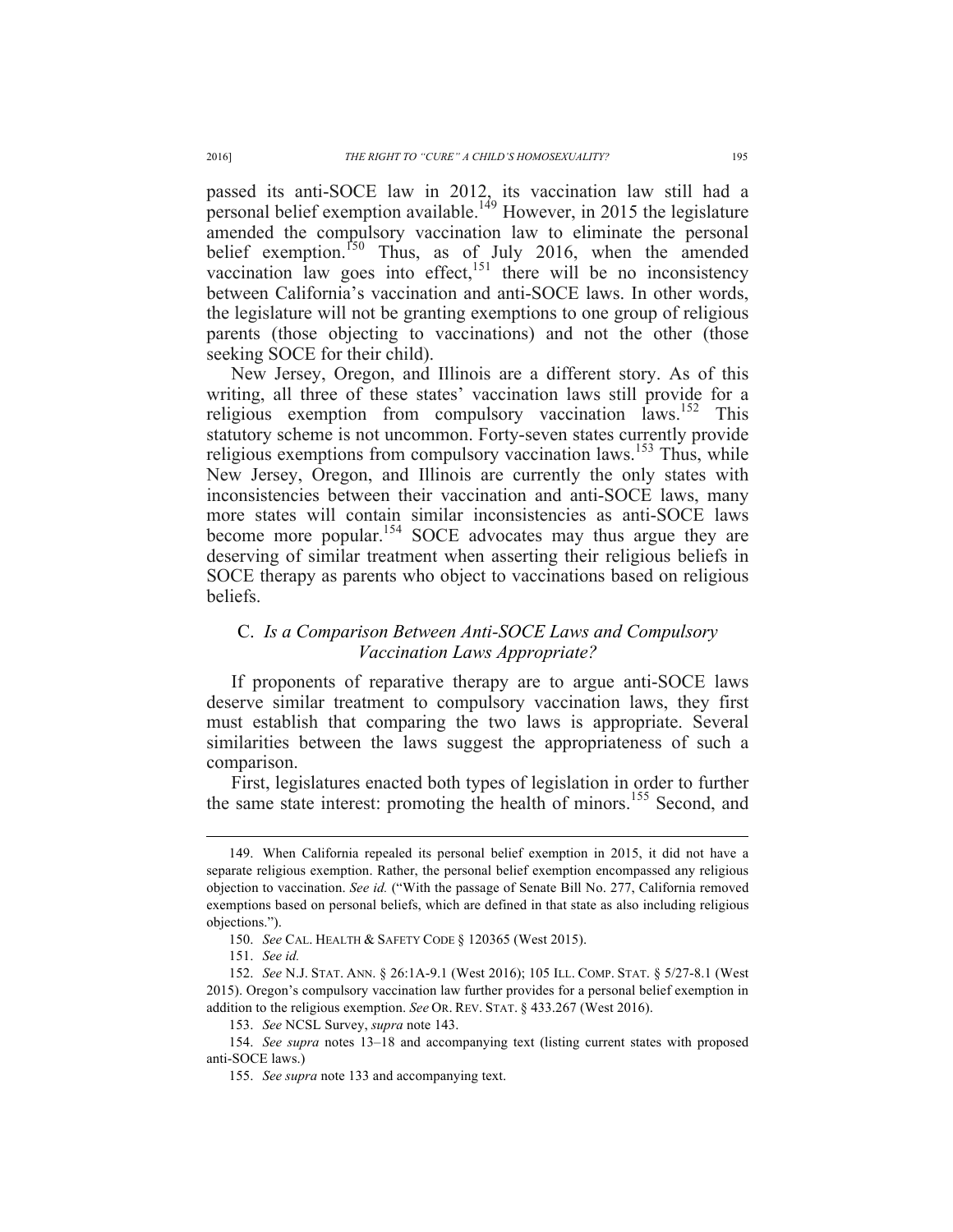passed its anti-SOCE law in 2012, its vaccination law still had a personal belief exemption available.[149] However, in 2015 the legislature amended the compulsory vaccination law to eliminate the personal belief exemption.[150] Thus, as of July 2016, when the amended vaccination law goes into effect,[151] there will be no inconsistency between California's vaccination and anti-SOCE laws. In other words, the legislature will not be granting exemptions to one group of religious parents (those objecting to vaccinations) and not the other (those seeking SOCE for their child).

New Jersey, Oregon, and Illinois are a different story. As of this writing, all three of these states' vaccination laws still provide for a religious exemption from compulsory vaccination laws.[152] This statutory scheme is not uncommon. Forty-seven states currently provide religious exemptions from compulsory vaccination laws.[153] Thus, while New Jersey, Oregon, and Illinois are currently the only states with inconsistencies between their vaccination and anti-SOCE laws, many more states will contain similar inconsistencies as anti-SOCE laws become more popular.[154] SOCE advocates may thus argue they are deserving of similar treatment when asserting their religious beliefs in SOCE therapy as parents who object to vaccinations based on religious beliefs.

### C. *Is a Comparison Between Anti-SOCE Laws and Compulsory Vaccination Laws Appropriate?*

If proponents of reparative therapy are to argue anti-SOCE laws deserve similar treatment to compulsory vaccination laws, they first must establish that comparing the two laws is appropriate. Several similarities between the laws suggest the appropriateness of such a comparison.

First, legislatures enacted both types of legislation in order to further the same state interest: promoting the health of minors.[155] Second, and

---

149. When California repealed its personal belief exemption in 2015, it did not have a separate religious exemption. Rather, the personal belief exemption encompassed any religious objection to vaccination. *See id.* ("With the passage of Senate Bill No. 277, California removed exemptions based on personal beliefs, which are defined in that state as also including religious objections.").

150. *See* CAL. HEALTH & SAFETY CODE § 120365 (West 2015).

151. *See id.*

152. *See* N.J. STAT. ANN. § 26:1A-9.1 (West 2016); 105 ILL. COMP. STAT. § 5/27-8.1 (West 2015). Oregon's compulsory vaccination law further provides for a personal belief exemption in addition to the religious exemption. *See* OR. REV. STAT. § 433.267 (West 2016).

153. *See* NCSL Survey, *supra* note 143.

154. *See supra* notes 13–18 and accompanying text (listing current states with proposed anti-SOCE laws.)

155. *See supra* note 133 and accompanying text.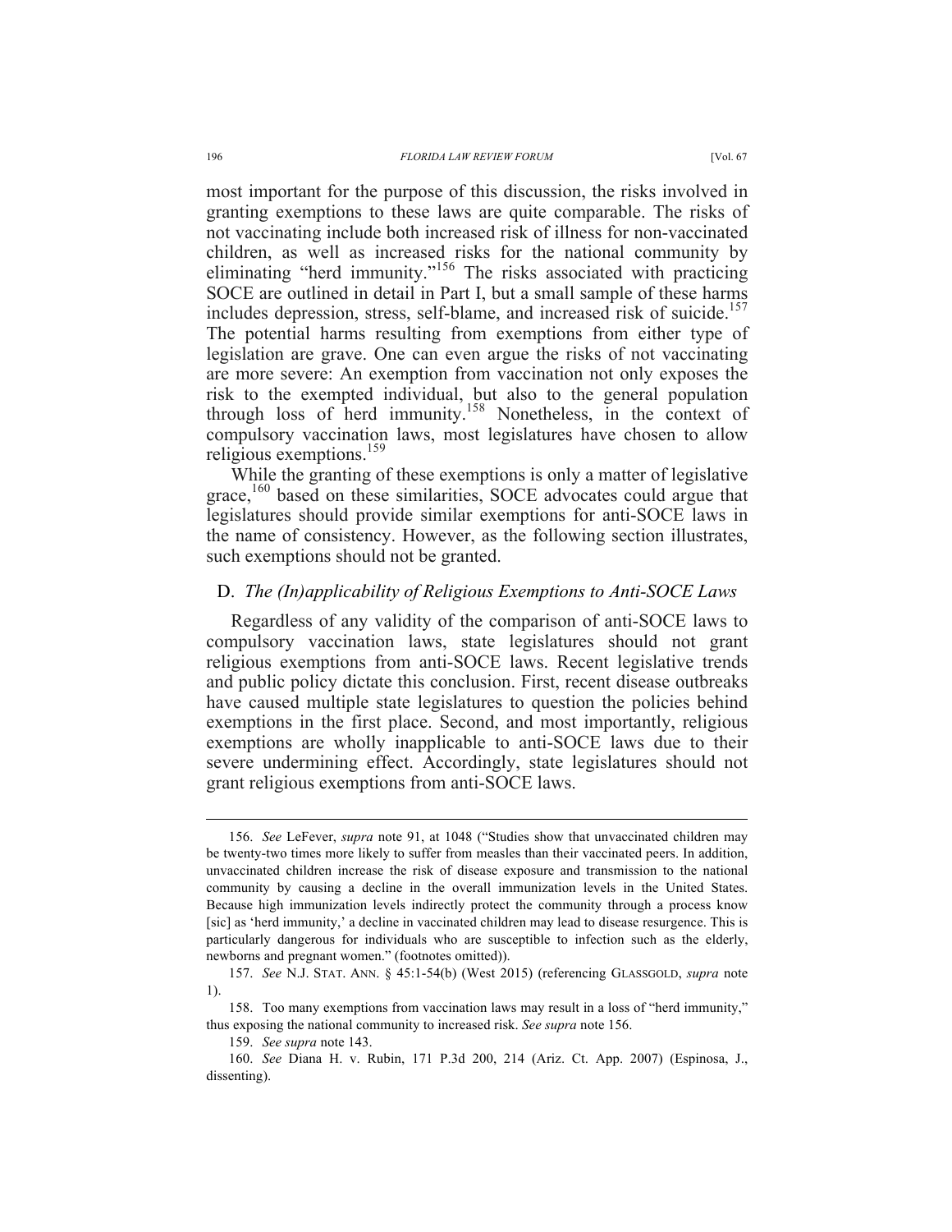most important for the purpose of this discussion, the risks involved in granting exemptions to these laws are quite comparable. The risks of not vaccinating include both increased risk of illness for non-vaccinated children, as well as increased risks for the national community by eliminating "herd immunity."[156] The risks associated with practicing SOCE are outlined in detail in Part I, but a small sample of these harms includes depression, stress, self-blame, and increased risk of suicide.[157] The potential harms resulting from exemptions from either type of legislation are grave. One can even argue the risks of not vaccinating are more severe: An exemption from vaccination not only exposes the risk to the exempted individual, but also to the general population through loss of herd immunity.[158] Nonetheless, in the context of compulsory vaccination laws, most legislatures have chosen to allow religious exemptions.[159]

While the granting of these exemptions is only a matter of legislative grace,[160] based on these similarities, SOCE advocates could argue that legislatures should provide similar exemptions for anti-SOCE laws in the name of consistency. However, as the following section illustrates, such exemptions should not be granted.

### D. *The (In)applicability of Religious Exemptions to Anti-SOCE Laws*

Regardless of any validity of the comparison of anti-SOCE laws to compulsory vaccination laws, state legislatures should not grant religious exemptions from anti-SOCE laws. Recent legislative trends and public policy dictate this conclusion. First, recent disease outbreaks have caused multiple state legislatures to question the policies behind exemptions in the first place. Second, and most importantly, religious exemptions are wholly inapplicable to anti-SOCE laws due to their severe undermining effect. Accordingly, state legislatures should not grant religious exemptions from anti-SOCE laws.

---

156. *See* LeFever, *supra* note 91, at 1048 ("Studies show that unvaccinated children may be twenty-two times more likely to suffer from measles than their vaccinated peers. In addition, unvaccinated children increase the risk of disease exposure and transmission to the national community by causing a decline in the overall immunization levels in the United States. Because high immunization levels indirectly protect the community through a process know [sic] as 'herd immunity,' a decline in vaccinated children may lead to disease resurgence. This is particularly dangerous for individuals who are susceptible to infection such as the elderly, newborns and pregnant women." (footnotes omitted)).

157. *See* N.J. STAT. ANN. § 45:1-54(b) (West 2015) (referencing GLASSGOLD, *supra* note 1).

158. Too many exemptions from vaccination laws may result in a loss of "herd immunity," thus exposing the national community to increased risk. *See supra* note 156.

159. *See supra* note 143.

160. *See* Diana H. v. Rubin, 171 P.3d 200, 214 (Ariz. Ct. App. 2007) (Espinosa, J., dissenting).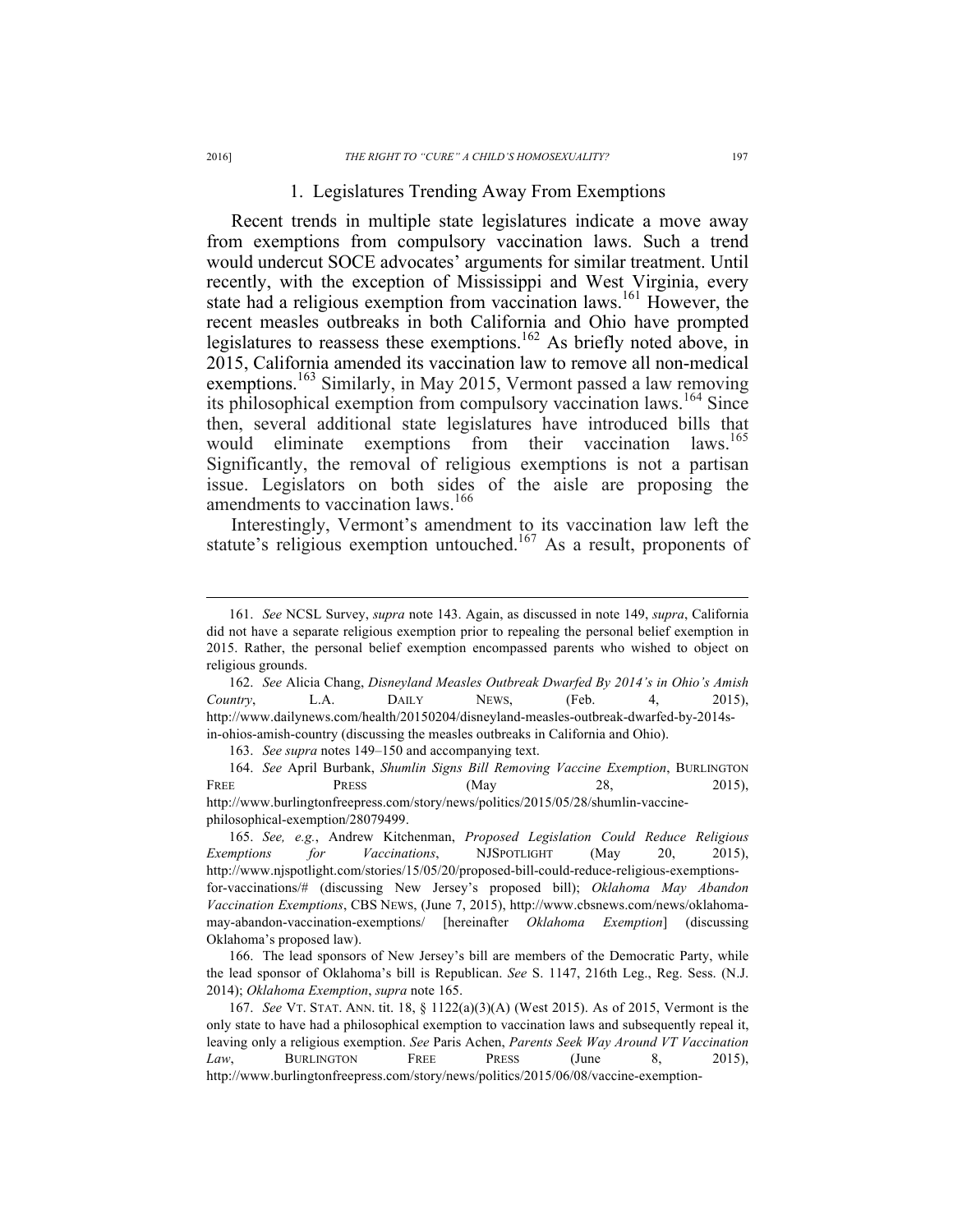### 1. Legislatures Trending Away From Exemptions

Recent trends in multiple state legislatures indicate a move away from exemptions from compulsory vaccination laws. Such a trend would undercut SOCE advocates' arguments for similar treatment. Until recently, with the exception of Mississippi and West Virginia, every state had a religious exemption from vaccination laws.[161] However, the recent measles outbreaks in both California and Ohio have prompted legislatures to reassess these exemptions.[162] As briefly noted above, in 2015, California amended its vaccination law to remove all non-medical exemptions.[163] Similarly, in May 2015, Vermont passed a law removing its philosophical exemption from compulsory vaccination laws.[164] Since then, several additional state legislatures have introduced bills that would eliminate exemptions from their vaccination laws.[165] Significantly, the removal of religious exemptions is not a partisan issue. Legislators on both sides of the aisle are proposing the amendments to vaccination laws.[166]

Interestingly, Vermont's amendment to its vaccination law left the statute's religious exemption untouched.[167] As a result, proponents of

---

161. *See* NCSL Survey, *supra* note 143. Again, as discussed in note 149, *supra*, California did not have a separate religious exemption prior to repealing the personal belief exemption in 2015. Rather, the personal belief exemption encompassed parents who wished to object on religious grounds.

162. *See* Alicia Chang, *Disneyland Measles Outbreak Dwarfed By 2014's in Ohio's Amish Country*, L.A. DAILY NEWS, (Feb. 4, 2015), http://www.dailynews.com/health/20150204/disneyland-measles-outbreak-dwarfed-by-2014s-in-ohios-amish-country (discussing the measles outbreaks in California and Ohio).

163. *See supra* notes 149–150 and accompanying text.

164. *See* April Burbank, *Shumlin Signs Bill Removing Vaccine Exemption*, BURLINGTON FREE PRESS (May 28, 2015), http://www.burlingtonfreepress.com/story/news/politics/2015/05/28/shumlin-vaccine-philosophical-exemption/28079499.

165. *See, e.g.*, Andrew Kitchenman, *Proposed Legislation Could Reduce Religious Exemptions for Vaccinations*, NJSPOTLIGHT (May 20, 2015), http://www.njspotlight.com/stories/15/05/20/proposed-bill-could-reduce-religious-exemptions-for-vaccinations/# (discussing New Jersey's proposed bill); *Oklahoma May Abandon Vaccination Exemptions*, CBS NEWS, (June 7, 2015), http://www.cbsnews.com/news/oklahoma-may-abandon-vaccination-exemptions/ [hereinafter *Oklahoma Exemption*] (discussing Oklahoma's proposed law).

166. The lead sponsors of New Jersey's bill are members of the Democratic Party, while the lead sponsor of Oklahoma's bill is Republican. *See* S. 1147, 216th Leg., Reg. Sess. (N.J. 2014); *Oklahoma Exemption*, *supra* note 165.

167. *See* VT. STAT. ANN. tit. 18, § 1122(a)(3)(A) (West 2015). As of 2015, Vermont is the only state to have had a philosophical exemption to vaccination laws and subsequently repeal it, leaving only a religious exemption. *See* Paris Achen, *Parents Seek Way Around VT Vaccination Law*, BURLINGTON FREE PRESS (June 8, 2015), http://www.burlingtonfreepress.com/story/news/politics/2015/06/08/vaccine-exemption-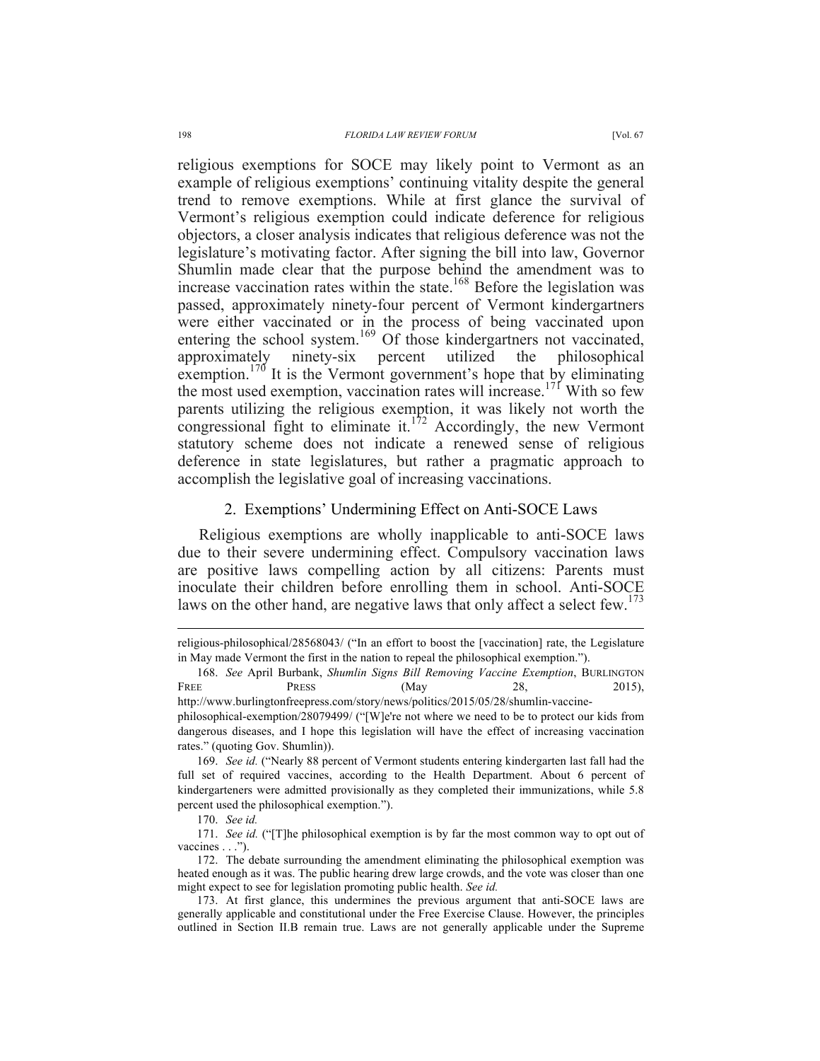religious exemptions for SOCE may likely point to Vermont as an example of religious exemptions' continuing vitality despite the general trend to remove exemptions. While at first glance the survival of Vermont's religious exemption could indicate deference for religious objectors, a closer analysis indicates that religious deference was not the legislature's motivating factor. After signing the bill into law, Governor Shumlin made clear that the purpose behind the amendment was to increase vaccination rates within the state.[168] Before the legislation was passed, approximately ninety-four percent of Vermont kindergartners were either vaccinated or in the process of being vaccinated upon entering the school system.[169] Of those kindergartners not vaccinated, approximately ninety-six percent utilized the philosophical exemption.[170] It is the Vermont government's hope that by eliminating the most used exemption, vaccination rates will increase.[171] With so few parents utilizing the religious exemption, it was likely not worth the congressional fight to eliminate it.[172] Accordingly, the new Vermont statutory scheme does not indicate a renewed sense of religious deference in state legislatures, but rather a pragmatic approach to accomplish the legislative goal of increasing vaccinations.

### 2. Exemptions' Undermining Effect on Anti-SOCE Laws

Religious exemptions are wholly inapplicable to anti-SOCE laws due to their severe undermining effect. Compulsory vaccination laws are positive laws compelling action by all citizens: Parents must inoculate their children before enrolling them in school. Anti-SOCE laws on the other hand, are negative laws that only affect a select few.[173]

---

religious-philosophical/28568043/ ("In an effort to boost the [vaccination] rate, the Legislature in May made Vermont the first in the nation to repeal the philosophical exemption.").

168. *See* April Burbank, *Shumlin Signs Bill Removing Vaccine Exemption*, BURLINGTON FREE PRESS (May 28, 2015), http://www.burlingtonfreepress.com/story/news/politics/2015/05/28/shumlin-vaccine-philosophical-exemption/28079499/ ("[W]e're not where we need to be to protect our kids from dangerous diseases, and I hope this legislation will have the effect of increasing vaccination rates." (quoting Gov. Shumlin)).

169. *See id.* ("Nearly 88 percent of Vermont students entering kindergarten last fall had the full set of required vaccines, according to the Health Department. About 6 percent of kindergarteners were admitted provisionally as they completed their immunizations, while 5.8 percent used the philosophical exemption.").

170. *See id.*

171. *See id.* ("[T]he philosophical exemption is by far the most common way to opt out of vaccines . . .").

172. The debate surrounding the amendment eliminating the philosophical exemption was heated enough as it was. The public hearing drew large crowds, and the vote was closer than one might expect to see for legislation promoting public health. *See id.*

173. At first glance, this undermines the previous argument that anti-SOCE laws are generally applicable and constitutional under the Free Exercise Clause. However, the principles outlined in Section II.B remain true. Laws are not generally applicable under the Supreme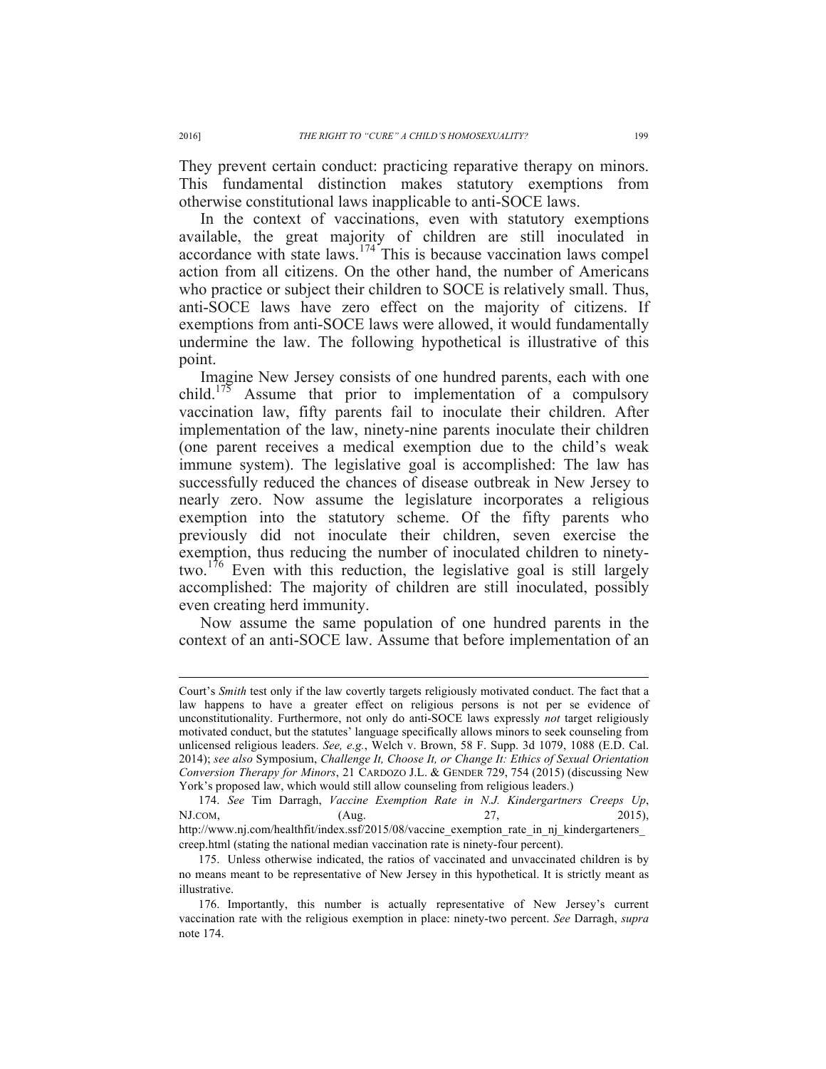They prevent certain conduct: practicing reparative therapy on minors. This fundamental distinction makes statutory exemptions from otherwise constitutional laws inapplicable to anti-SOCE laws.

In the context of vaccinations, even with statutory exemptions available, the great majority of children are still inoculated in accordance with state laws.[174] This is because vaccination laws compel action from all citizens. On the other hand, the number of Americans who practice or subject their children to SOCE is relatively small. Thus, anti-SOCE laws have zero effect on the majority of citizens. If exemptions from anti-SOCE laws were allowed, it would fundamentally undermine the law. The following hypothetical is illustrative of this point.

Imagine New Jersey consists of one hundred parents, each with one child.[175] Assume that prior to implementation of a compulsory vaccination law, fifty parents fail to inoculate their children. After implementation of the law, ninety-nine parents inoculate their children (one parent receives a medical exemption due to the child's weak immune system). The legislative goal is accomplished: The law has successfully reduced the chances of disease outbreak in New Jersey to nearly zero. Now assume the legislature incorporates a religious exemption into the statutory scheme. Of the fifty parents who previously did not inoculate their children, seven exercise the exemption, thus reducing the number of inoculated children to ninety-two.[176] Even with this reduction, the legislative goal is still largely accomplished: The majority of children are still inoculated, possibly even creating herd immunity.

Now assume the same population of one hundred parents in the context of an anti-SOCE law. Assume that before implementation of an

---

Court's *Smith* test only if the law covertly targets religiously motivated conduct. The fact that a law happens to have a greater effect on religious persons is not per se evidence of unconstitutionality. Furthermore, not only do anti-SOCE laws expressly *not* target religiously motivated conduct, but the statutes' language specifically allows minors to seek counseling from unlicensed religious leaders. *See, e.g.*, Welch v. Brown, 58 F. Supp. 3d 1079, 1088 (E.D. Cal. 2014); *see also* Symposium, *Challenge It, Choose It, or Change It: Ethics of Sexual Orientation Conversion Therapy for Minors*, 21 CARDOZO J.L. & GENDER 729, 754 (2015) (discussing New York's proposed law, which would still allow counseling from religious leaders.)

174. *See* Tim Darragh, *Vaccine Exemption Rate in N.J. Kindergartners Creeps Up*, NJ.COM, (Aug. 27, 2015), http://www.nj.com/healthfit/index.ssf/2015/08/vaccine_exemption_rate_in_nj_kindergarteners_creep.html (stating the national median vaccination rate is ninety-four percent).

175. Unless otherwise indicated, the ratios of vaccinated and unvaccinated children is by no means meant to be representative of New Jersey in this hypothetical. It is strictly meant as illustrative.

176. Importantly, this number is actually representative of New Jersey's current vaccination rate with the religious exemption in place: ninety-two percent. *See* Darragh, *supra* note 174.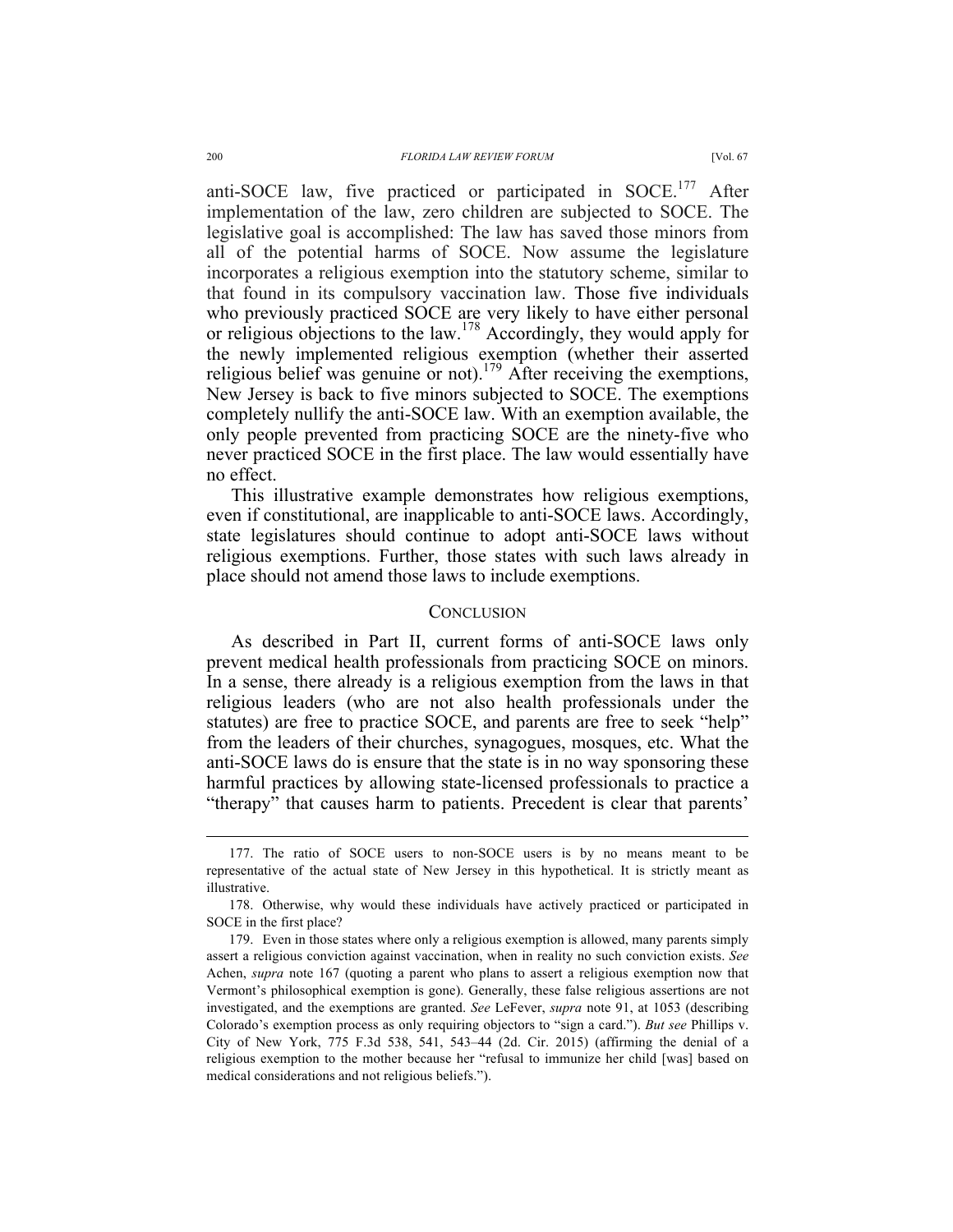anti-SOCE law, five practiced or participated in SOCE.[177] After implementation of the law, zero children are subjected to SOCE. The legislative goal is accomplished: The law has saved those minors from all of the potential harms of SOCE. Now assume the legislature incorporates a religious exemption into the statutory scheme, similar to that found in its compulsory vaccination law. Those five individuals who previously practiced SOCE are very likely to have either personal or religious objections to the law.[178] Accordingly, they would apply for the newly implemented religious exemption (whether their asserted religious belief was genuine or not).[179] After receiving the exemptions, New Jersey is back to five minors subjected to SOCE. The exemptions completely nullify the anti-SOCE law. With an exemption available, the only people prevented from practicing SOCE are the ninety-five who never practiced SOCE in the first place. The law would essentially have no effect.

This illustrative example demonstrates how religious exemptions, even if constitutional, are inapplicable to anti-SOCE laws. Accordingly, state legislatures should continue to adopt anti-SOCE laws without religious exemptions. Further, those states with such laws already in place should not amend those laws to include exemptions.

## CONCLUSION

As described in Part II, current forms of anti-SOCE laws only prevent medical health professionals from practicing SOCE on minors. In a sense, there already is a religious exemption from the laws in that religious leaders (who are not also health professionals under the statutes) are free to practice SOCE, and parents are free to seek "help" from the leaders of their churches, synagogues, mosques, etc. What the anti-SOCE laws do is ensure that the state is in no way sponsoring these harmful practices by allowing state-licensed professionals to practice a "therapy" that causes harm to patients. Precedent is clear that parents'

---

177. The ratio of SOCE users to non-SOCE users is by no means meant to be representative of the actual state of New Jersey in this hypothetical. It is strictly meant as illustrative.

178. Otherwise, why would these individuals have actively practiced or participated in SOCE in the first place?

179. Even in those states where only a religious exemption is allowed, many parents simply assert a religious conviction against vaccination, when in reality no such conviction exists. *See* Achen, *supra* note 167 (quoting a parent who plans to assert a religious exemption now that Vermont's philosophical exemption is gone). Generally, these false religious assertions are not investigated, and the exemptions are granted. *See* LeFever, *supra* note 91, at 1053 (describing Colorado's exemption process as only requiring objectors to "sign a card."). *But see* Phillips v. City of New York, 775 F.3d 538, 541, 543–44 (2d. Cir. 2015) (affirming the denial of a religious exemption to the mother because her "refusal to immunize her child [was] based on medical considerations and not religious beliefs.").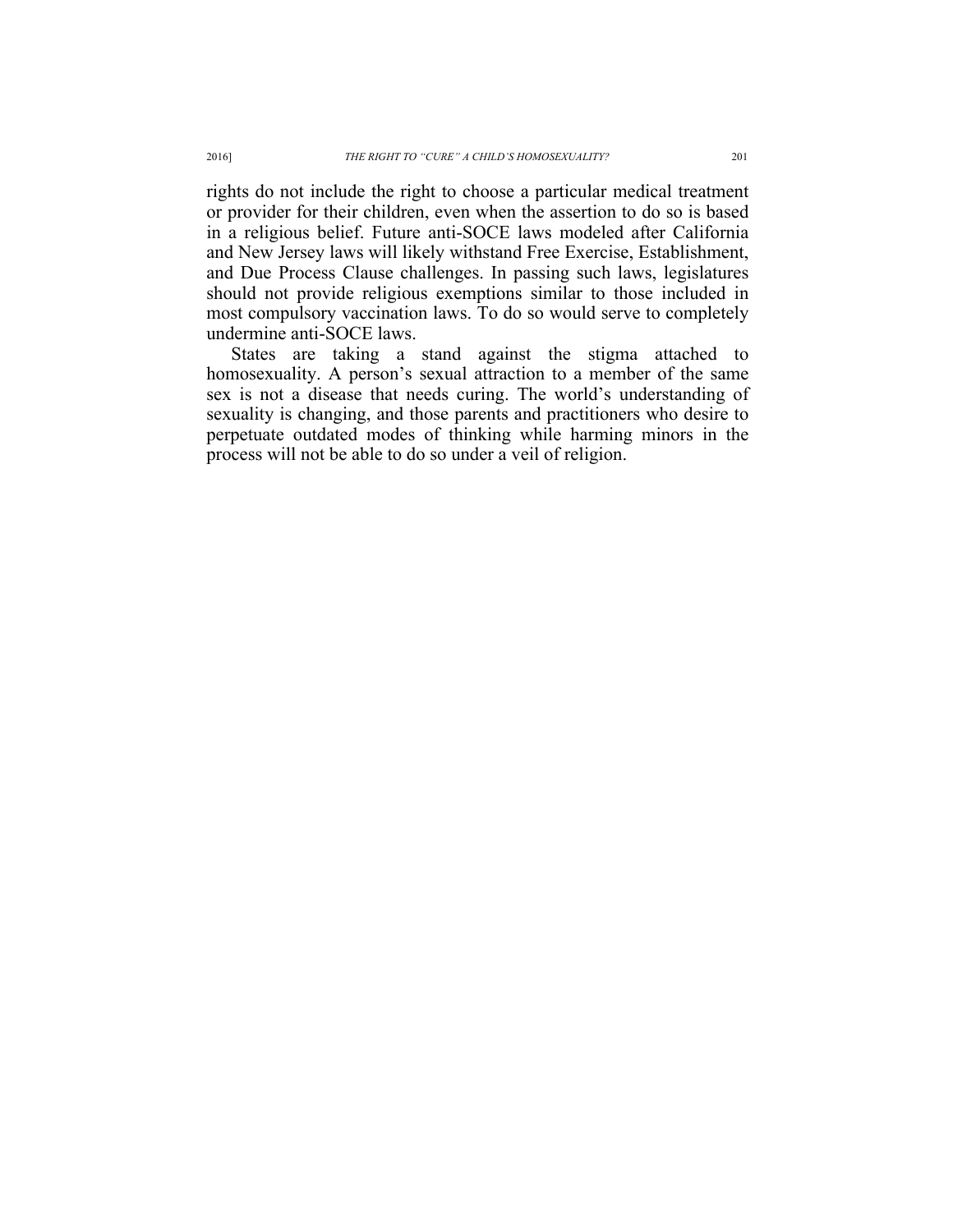rights do not include the right to choose a particular medical treatment or provider for their children, even when the assertion to do so is based in a religious belief. Future anti-SOCE laws modeled after California and New Jersey laws will likely withstand Free Exercise, Establishment, and Due Process Clause challenges. In passing such laws, legislatures should not provide religious exemptions similar to those included in most compulsory vaccination laws. To do so would serve to completely undermine anti-SOCE laws.

States are taking a stand against the stigma attached to homosexuality. A person's sexual attraction to a member of the same sex is not a disease that needs curing. The world's understanding of sexuality is changing, and those parents and practitioners who desire to perpetuate outdated modes of thinking while harming minors in the process will not be able to do so under a veil of religion.